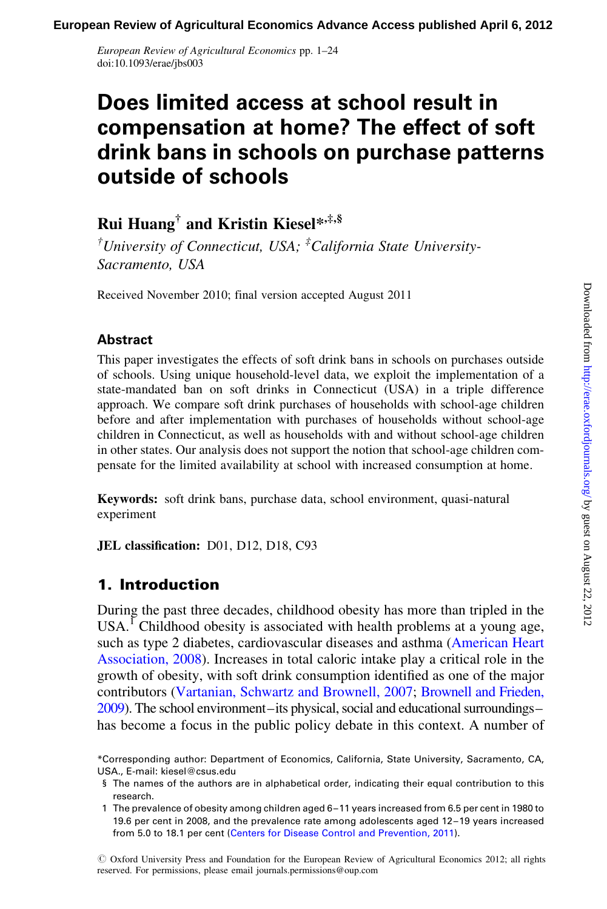# Does limited access at school result in compensation at home? The effect of soft drink bans in schools on purchase patterns outside of schools

**Rui Huang**[†] **and Kristin Kiesel***[‡,§]

[†]*University of Connecticut, USA;* [‡]*California State University-Sacramento, USA*

Received November 2010; final version accepted August 2011

### Abstract

This paper investigates the effects of soft drink bans in schools on purchases outside of schools. Using unique household-level data, we exploit the implementation of a state-mandated ban on soft drinks in Connecticut (USA) in a triple difference approach. We compare soft drink purchases of households with school-age children before and after implementation with purchases of households without school-age children in Connecticut, as well as households with and without school-age children in other states. Our analysis does not support the notion that school-age children compensate for the limited availability at school with increased consumption at home.

**Keywords:** soft drink bans, purchase data, school environment, quasi-natural experiment

**JEL classification:** D01, D12, D18, C93

## 1. Introduction

During the past three decades, childhood obesity has more than tripled in the USA.[1] Childhood obesity is associated with health problems at a young age, such as type 2 diabetes, cardiovascular diseases and asthma (American Heart Association, 2008). Increases in total caloric intake play a critical role in the growth of obesity, with soft drink consumption identified as one of the major contributors (Vartanian, Schwartz and Brownell, 2007; Brownell and Frieden, 2009). The school environment–its physical, social and educational surroundings–has become a focus in the public policy debate in this context. A number of

*Corresponding author: Department of Economics, California, State University, Sacramento, CA, USA., E-mail: kiesel@csus.edu

§ The names of the authors are in alphabetical order, indicating their equal contribution to this research.

1 The prevalence of obesity among children aged 6–11 years increased from 6.5 per cent in 1980 to 19.6 per cent in 2008, and the prevalence rate among adolescents aged 12–19 years increased from 5.0 to 18.1 per cent (Centers for Disease Control and Prevention, 2011).

© Oxford University Press and Foundation for the European Review of Agricultural Economics 2012; all rights reserved. For permissions, please email journals.permissions@oup.com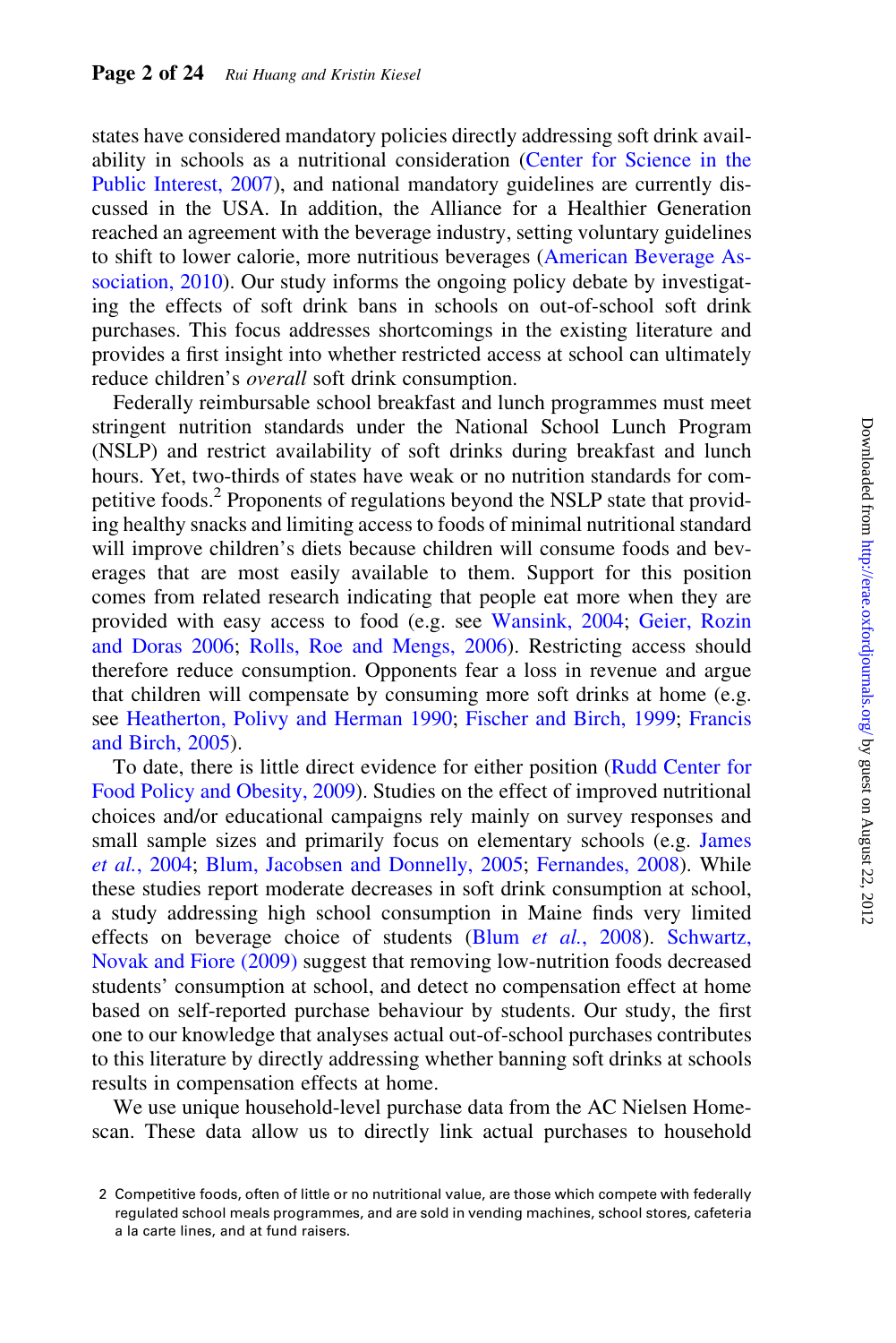states have considered mandatory policies directly addressing soft drink availability in schools as a nutritional consideration (Center for Science in the Public Interest, 2007), and national mandatory guidelines are currently discussed in the USA. In addition, the Alliance for a Healthier Generation reached an agreement with the beverage industry, setting voluntary guidelines to shift to lower calorie, more nutritious beverages (American Beverage Association, 2010). Our study informs the ongoing policy debate by investigating the effects of soft drink bans in schools on out-of-school soft drink purchases. This focus addresses shortcomings in the existing literature and provides a first insight into whether restricted access at school can ultimately reduce children's *overall* soft drink consumption.

Federally reimbursable school breakfast and lunch programmes must meet stringent nutrition standards under the National School Lunch Program (NSLP) and restrict availability of soft drinks during breakfast and lunch hours. Yet, two-thirds of states have weak or no nutrition standards for competitive foods.[2] Proponents of regulations beyond the NSLP state that providing healthy snacks and limiting access to foods of minimal nutritional standard will improve children's diets because children will consume foods and beverages that are most easily available to them. Support for this position comes from related research indicating that people eat more when they are provided with easy access to food (e.g. see Wansink, 2004; Geier, Rozin and Doras 2006; Rolls, Roe and Mengs, 2006). Restricting access should therefore reduce consumption. Opponents fear a loss in revenue and argue that children will compensate by consuming more soft drinks at home (e.g. see Heatherton, Polivy and Herman 1990; Fischer and Birch, 1999; Francis and Birch, 2005).

To date, there is little direct evidence for either position (Rudd Center for Food Policy and Obesity, 2009). Studies on the effect of improved nutritional choices and/or educational campaigns rely mainly on survey responses and small sample sizes and primarily focus on elementary schools (e.g. James *et al.*, 2004; Blum, Jacobsen and Donnelly, 2005; Fernandes, 2008). While these studies report moderate decreases in soft drink consumption at school, a study addressing high school consumption in Maine finds very limited effects on beverage choice of students (Blum *et al.*, 2008). Schwartz, Novak and Fiore (2009) suggest that removing low-nutrition foods decreased students' consumption at school, and detect no compensation effect at home based on self-reported purchase behaviour by students. Our study, the first one to our knowledge that analyses actual out-of-school purchases contributes to this literature by directly addressing whether banning soft drinks at schools results in compensation effects at home.

We use unique household-level purchase data from the AC Nielsen Homescan. These data allow us to directly link actual purchases to household

2 Competitive foods, often of little or no nutritional value, are those which compete with federally regulated school meals programmes, and are sold in vending machines, school stores, cafeteria a la carte lines, and at fund raisers.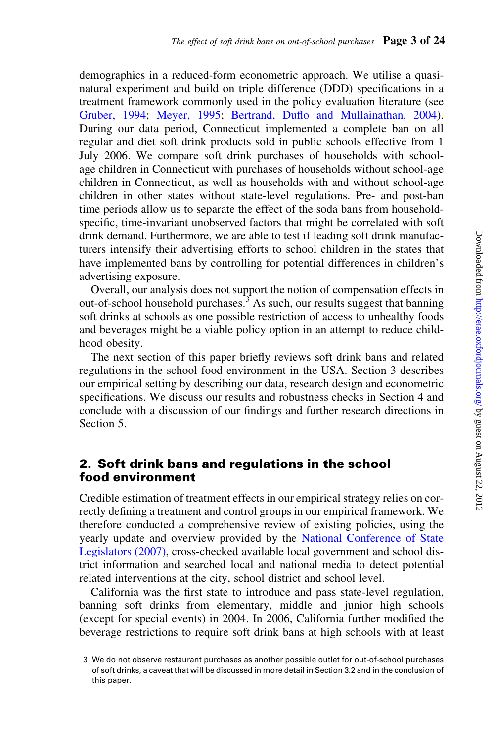demographics in a reduced-form econometric approach. We utilise a quasi-natural experiment and build on triple difference (DDD) specifications in a treatment framework commonly used in the policy evaluation literature (see Gruber, 1994; Meyer, 1995; Bertrand, Duflo and Mullainathan, 2004). During our data period, Connecticut implemented a complete ban on all regular and diet soft drink products sold in public schools effective from 1 July 2006. We compare soft drink purchases of households with school-age children in Connecticut with purchases of households without school-age children in Connecticut, as well as households with and without school-age children in other states without state-level regulations. Pre- and post-ban time periods allow us to separate the effect of the soda bans from household-specific, time-invariant unobserved factors that might be correlated with soft drink demand. Furthermore, we are able to test if leading soft drink manufacturers intensify their advertising efforts to school children in the states that have implemented bans by controlling for potential differences in children's advertising exposure.

Overall, our analysis does not support the notion of compensation effects in out-of-school household purchases.[3] As such, our results suggest that banning soft drinks at schools as one possible restriction of access to unhealthy foods and beverages might be a viable policy option in an attempt to reduce childhood obesity.

The next section of this paper briefly reviews soft drink bans and related regulations in the school food environment in the USA. Section 3 describes our empirical setting by describing our data, research design and econometric specifications. We discuss our results and robustness checks in Section 4 and conclude with a discussion of our findings and further research directions in Section 5.

## 2. Soft drink bans and regulations in the school food environment

Credible estimation of treatment effects in our empirical strategy relies on correctly defining a treatment and control groups in our empirical framework. We therefore conducted a comprehensive review of existing policies, using the yearly update and overview provided by the National Conference of State Legislators (2007), cross-checked available local government and school district information and searched local and national media to detect potential related interventions at the city, school district and school level.

California was the first state to introduce and pass state-level regulation, banning soft drinks from elementary, middle and junior high schools (except for special events) in 2004. In 2006, California further modified the beverage restrictions to require soft drink bans at high schools with at least

3 We do not observe restaurant purchases as another possible outlet for out-of-school purchases of soft drinks, a caveat that will be discussed in more detail in Section 3.2 and in the conclusion of this paper.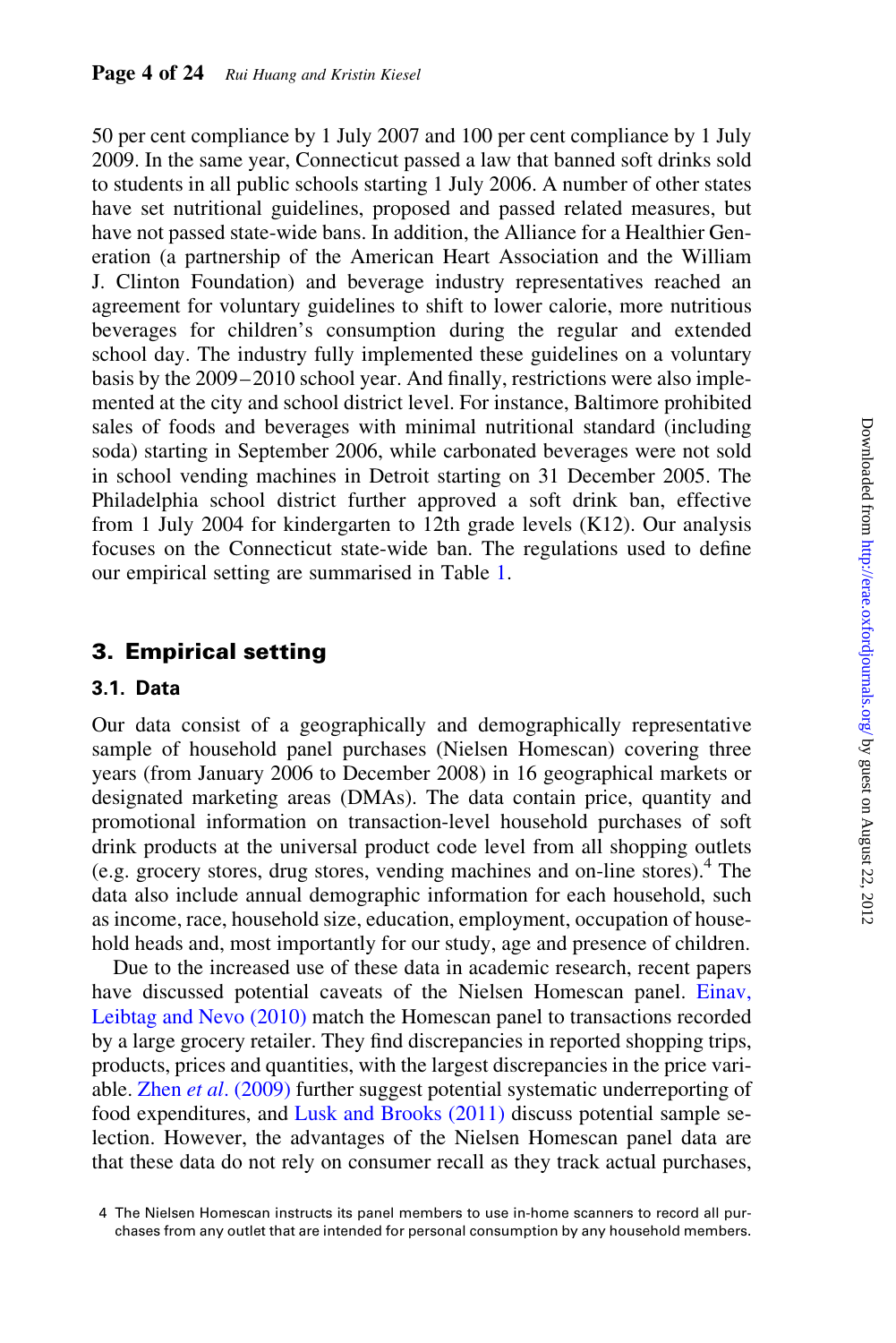50 per cent compliance by 1 July 2007 and 100 per cent compliance by 1 July 2009. In the same year, Connecticut passed a law that banned soft drinks sold to students in all public schools starting 1 July 2006. A number of other states have set nutritional guidelines, proposed and passed related measures, but have not passed state-wide bans. In addition, the Alliance for a Healthier Generation (a partnership of the American Heart Association and the William J. Clinton Foundation) and beverage industry representatives reached an agreement for voluntary guidelines to shift to lower calorie, more nutritious beverages for children's consumption during the regular and extended school day. The industry fully implemented these guidelines on a voluntary basis by the 2009–2010 school year. And finally, restrictions were also implemented at the city and school district level. For instance, Baltimore prohibited sales of foods and beverages with minimal nutritional standard (including soda) starting in September 2006, while carbonated beverages were not sold in school vending machines in Detroit starting on 31 December 2005. The Philadelphia school district further approved a soft drink ban, effective from 1 July 2004 for kindergarten to 12th grade levels (K12). Our analysis focuses on the Connecticut state-wide ban. The regulations used to define our empirical setting are summarised in Table 1.

## 3. Empirical setting

### 3.1. Data

Our data consist of a geographically and demographically representative sample of household panel purchases (Nielsen Homescan) covering three years (from January 2006 to December 2008) in 16 geographical markets or designated marketing areas (DMAs). The data contain price, quantity and promotional information on transaction-level household purchases of soft drink products at the universal product code level from all shopping outlets (e.g. grocery stores, drug stores, vending machines and on-line stores).[4] The data also include annual demographic information for each household, such as income, race, household size, education, employment, occupation of household heads and, most importantly for our study, age and presence of children.

Due to the increased use of these data in academic research, recent papers have discussed potential caveats of the Nielsen Homescan panel. Einav, Leibtag and Nevo (2010) match the Homescan panel to transactions recorded by a large grocery retailer. They find discrepancies in reported shopping trips, products, prices and quantities, with the largest discrepancies in the price variable. Zhen *et al*. (2009) further suggest potential systematic underreporting of food expenditures, and Lusk and Brooks (2011) discuss potential sample selection. However, the advantages of the Nielsen Homescan panel data are that these data do not rely on consumer recall as they track actual purchases,

4 The Nielsen Homescan instructs its panel members to use in-home scanners to record all purchases from any outlet that are intended for personal consumption by any household members.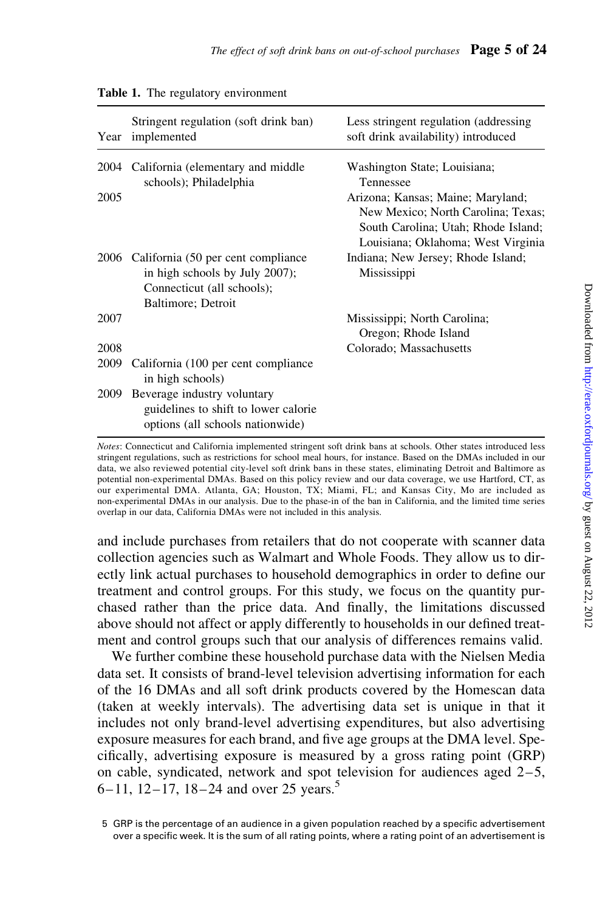**Table 1.** The regulatory environment

| Year | Stringent regulation (soft drink ban) implemented | Less stringent regulation (addressing soft drink availability) introduced |
|---|---|---|
| 2004 | California (elementary and middle schools); Philadelphia | Washington State; Louisiana; Tennessee |
| 2005 | | Arizona; Kansas; Maine; Maryland; New Mexico; North Carolina; Texas; South Carolina; Utah; Rhode Island; Louisiana; Oklahoma; West Virginia |
| 2006 | California (50 per cent compliance in high schools by July 2007); Connecticut (all schools); Baltimore; Detroit | Indiana; New Jersey; Rhode Island; Mississippi |
| 2007 | | Mississippi; North Carolina; Oregon; Rhode Island |
| 2008 | | Colorado; Massachusetts |
| 2009 | California (100 per cent compliance in high schools) | |
| 2009 | Beverage industry voluntary guidelines to shift to lower calorie options (all schools nationwide) | |

*Notes*: Connecticut and California implemented stringent soft drink bans at schools. Other states introduced less stringent regulations, such as restrictions for school meal hours, for instance. Based on the DMAs included in our data, we also reviewed potential city-level soft drink bans in these states, eliminating Detroit and Baltimore as potential non-experimental DMAs. Based on this policy review and our data coverage, we use Hartford, CT, as our experimental DMA. Atlanta, GA; Houston, TX; Miami, FL; and Kansas City, Mo are included as non-experimental DMAs in our analysis. Due to the phase-in of the ban in California, and the limited time series overlap in our data, California DMAs were not included in this analysis.

and include purchases from retailers that do not cooperate with scanner data collection agencies such as Walmart and Whole Foods. They allow us to directly link actual purchases to household demographics in order to define our treatment and control groups. For this study, we focus on the quantity purchased rather than the price data. And finally, the limitations discussed above should not affect or apply differently to households in our defined treatment and control groups such that our analysis of differences remains valid.

We further combine these household purchase data with the Nielsen Media data set. It consists of brand-level television advertising information for each of the 16 DMAs and all soft drink products covered by the Homescan data (taken at weekly intervals). The advertising data set is unique in that it includes not only brand-level advertising expenditures, but also advertising exposure measures for each brand, and five age groups at the DMA level. Specifically, advertising exposure is measured by a gross rating point (GRP) on cable, syndicated, network and spot television for audiences aged 2–5, 6–11, 12–17, 18–24 and over 25 years.[5]

5 GRP is the percentage of an audience in a given population reached by a specific advertisement over a specific week. It is the sum of all rating points, where a rating point of an advertisement is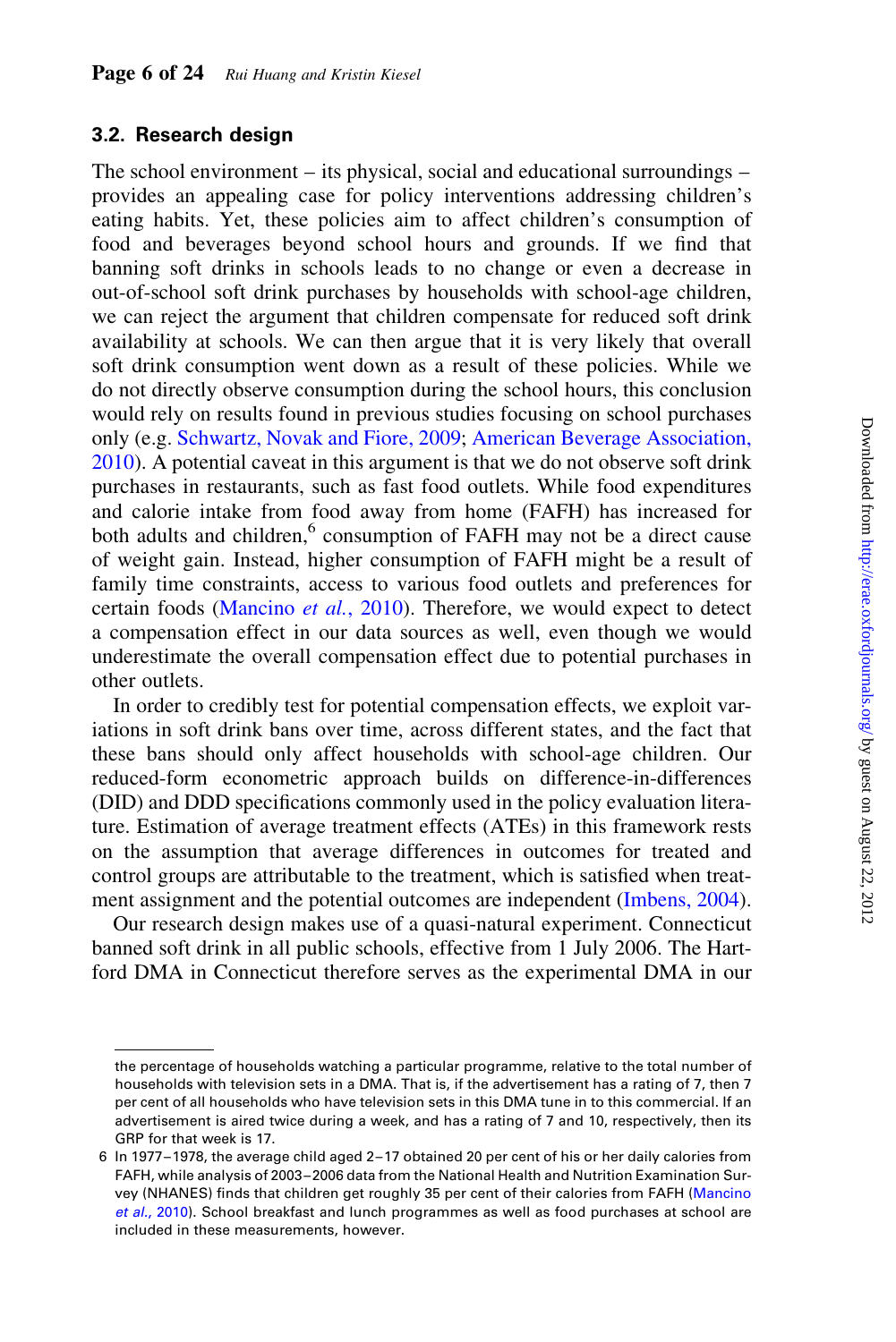### 3.2. Research design

The school environment – its physical, social and educational surroundings – provides an appealing case for policy interventions addressing children's eating habits. Yet, these policies aim to affect children's consumption of food and beverages beyond school hours and grounds. If we find that banning soft drinks in schools leads to no change or even a decrease in out-of-school soft drink purchases by households with school-age children, we can reject the argument that children compensate for reduced soft drink availability at schools. We can then argue that it is very likely that overall soft drink consumption went down as a result of these policies. While we do not directly observe consumption during the school hours, this conclusion would rely on results found in previous studies focusing on school purchases only (e.g. Schwartz, Novak and Fiore, 2009; American Beverage Association, 2010). A potential caveat in this argument is that we do not observe soft drink purchases in restaurants, such as fast food outlets. While food expenditures and calorie intake from food away from home (FAFH) has increased for both adults and children,[6] consumption of FAFH may not be a direct cause of weight gain. Instead, higher consumption of FAFH might be a result of family time constraints, access to various food outlets and preferences for certain foods (Mancino *et al.*, 2010). Therefore, we would expect to detect a compensation effect in our data sources as well, even though we would underestimate the overall compensation effect due to potential purchases in other outlets.

In order to credibly test for potential compensation effects, we exploit variations in soft drink bans over time, across different states, and the fact that these bans should only affect households with school-age children. Our reduced-form econometric approach builds on difference-in-differences (DID) and DDD specifications commonly used in the policy evaluation literature. Estimation of average treatment effects (ATEs) in this framework rests on the assumption that average differences in outcomes for treated and control groups are attributable to the treatment, which is satisfied when treatment assignment and the potential outcomes are independent (Imbens, 2004).

Our research design makes use of a quasi-natural experiment. Connecticut banned soft drink in all public schools, effective from 1 July 2006. The Hartford DMA in Connecticut therefore serves as the experimental DMA in our

---

the percentage of households watching a particular programme, relative to the total number of households with television sets in a DMA. That is, if the advertisement has a rating of 7, then 7 per cent of all households who have television sets in this DMA tune in to this commercial. If an advertisement is aired twice during a week, and has a rating of 7 and 10, respectively, then its GRP for that week is 17.

6 In 1977–1978, the average child aged 2–17 obtained 20 per cent of his or her daily calories from FAFH, while analysis of 2003–2006 data from the National Health and Nutrition Examination Survey (NHANES) finds that children get roughly 35 per cent of their calories from FAFH (Mancino *et al.*, 2010). School breakfast and lunch programmes as well as food purchases at school are included in these measurements, however.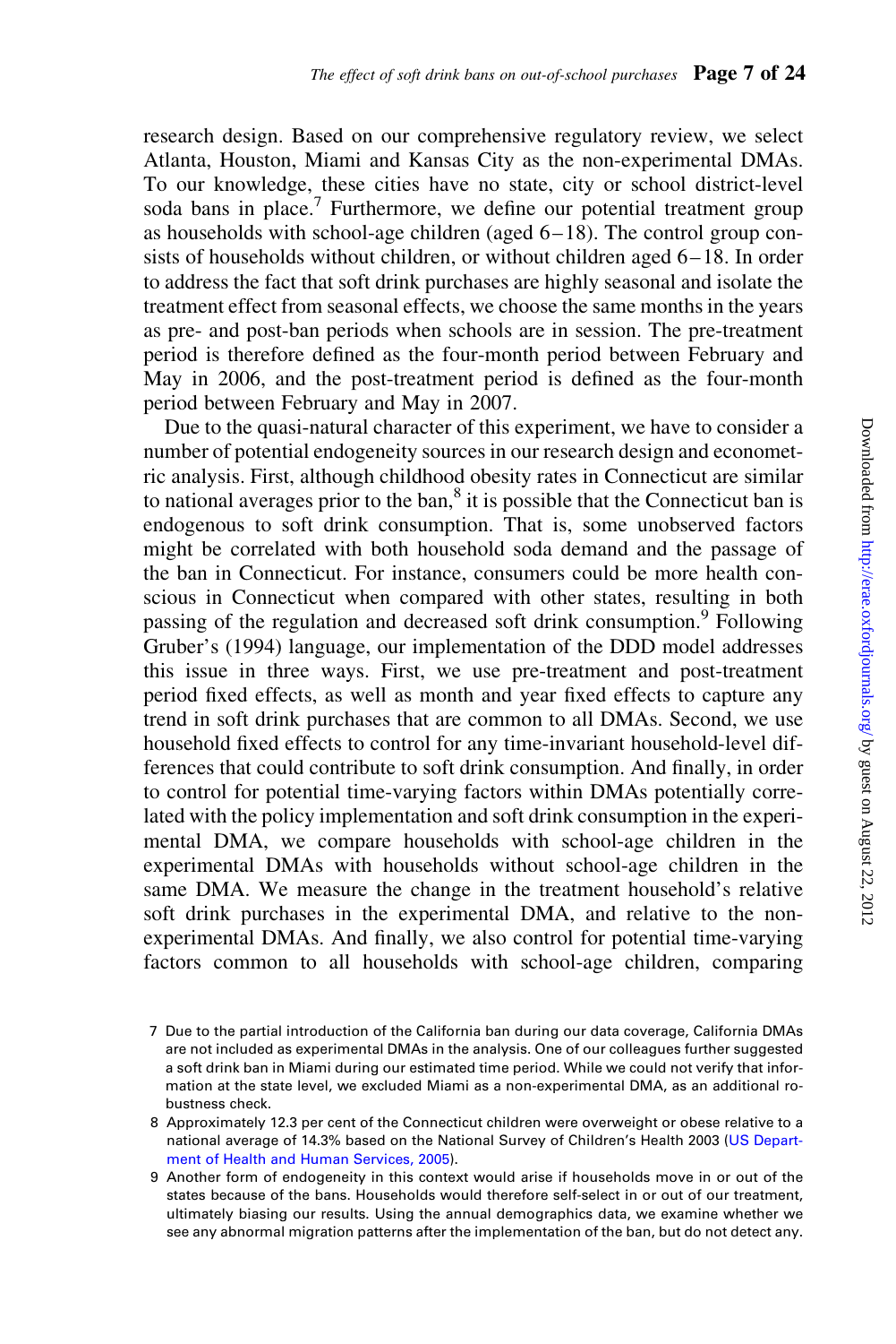research design. Based on our comprehensive regulatory review, we select Atlanta, Houston, Miami and Kansas City as the non-experimental DMAs. To our knowledge, these cities have no state, city or school district-level soda bans in place.[7] Furthermore, we define our potential treatment group as households with school-age children (aged 6–18). The control group consists of households without children, or without children aged 6–18. In order to address the fact that soft drink purchases are highly seasonal and isolate the treatment effect from seasonal effects, we choose the same months in the years as pre- and post-ban periods when schools are in session. The pre-treatment period is therefore defined as the four-month period between February and May in 2006, and the post-treatment period is defined as the four-month period between February and May in 2007.

Due to the quasi-natural character of this experiment, we have to consider a number of potential endogeneity sources in our research design and econometric analysis. First, although childhood obesity rates in Connecticut are similar to national averages prior to the ban,[8] it is possible that the Connecticut ban is endogenous to soft drink consumption. That is, some unobserved factors might be correlated with both household soda demand and the passage of the ban in Connecticut. For instance, consumers could be more health conscious in Connecticut when compared with other states, resulting in both passing of the regulation and decreased soft drink consumption.[9] Following Gruber's (1994) language, our implementation of the DDD model addresses this issue in three ways. First, we use pre-treatment and post-treatment period fixed effects, as well as month and year fixed effects to capture any trend in soft drink purchases that are common to all DMAs. Second, we use household fixed effects to control for any time-invariant household-level differences that could contribute to soft drink consumption. And finally, in order to control for potential time-varying factors within DMAs potentially correlated with the policy implementation and soft drink consumption in the experimental DMA, we compare households with school-age children in the experimental DMAs with households without school-age children in the same DMA. We measure the change in the treatment household's relative soft drink purchases in the experimental DMA, and relative to the non-experimental DMAs. And finally, we also control for potential time-varying factors common to all households with school-age children, comparing

7 Due to the partial introduction of the California ban during our data coverage, California DMAs are not included as experimental DMAs in the analysis. One of our colleagues further suggested a soft drink ban in Miami during our estimated time period. While we could not verify that information at the state level, we excluded Miami as a non-experimental DMA, as an additional robustness check.

8 Approximately 12.3 per cent of the Connecticut children were overweight or obese relative to a national average of 14.3% based on the National Survey of Children's Health 2003 (US Department of Health and Human Services, 2005).

9 Another form of endogeneity in this context would arise if households move in or out of the states because of the bans. Households would therefore self-select in or out of our treatment, ultimately biasing our results. Using the annual demographics data, we examine whether we see any abnormal migration patterns after the implementation of the ban, but do not detect any.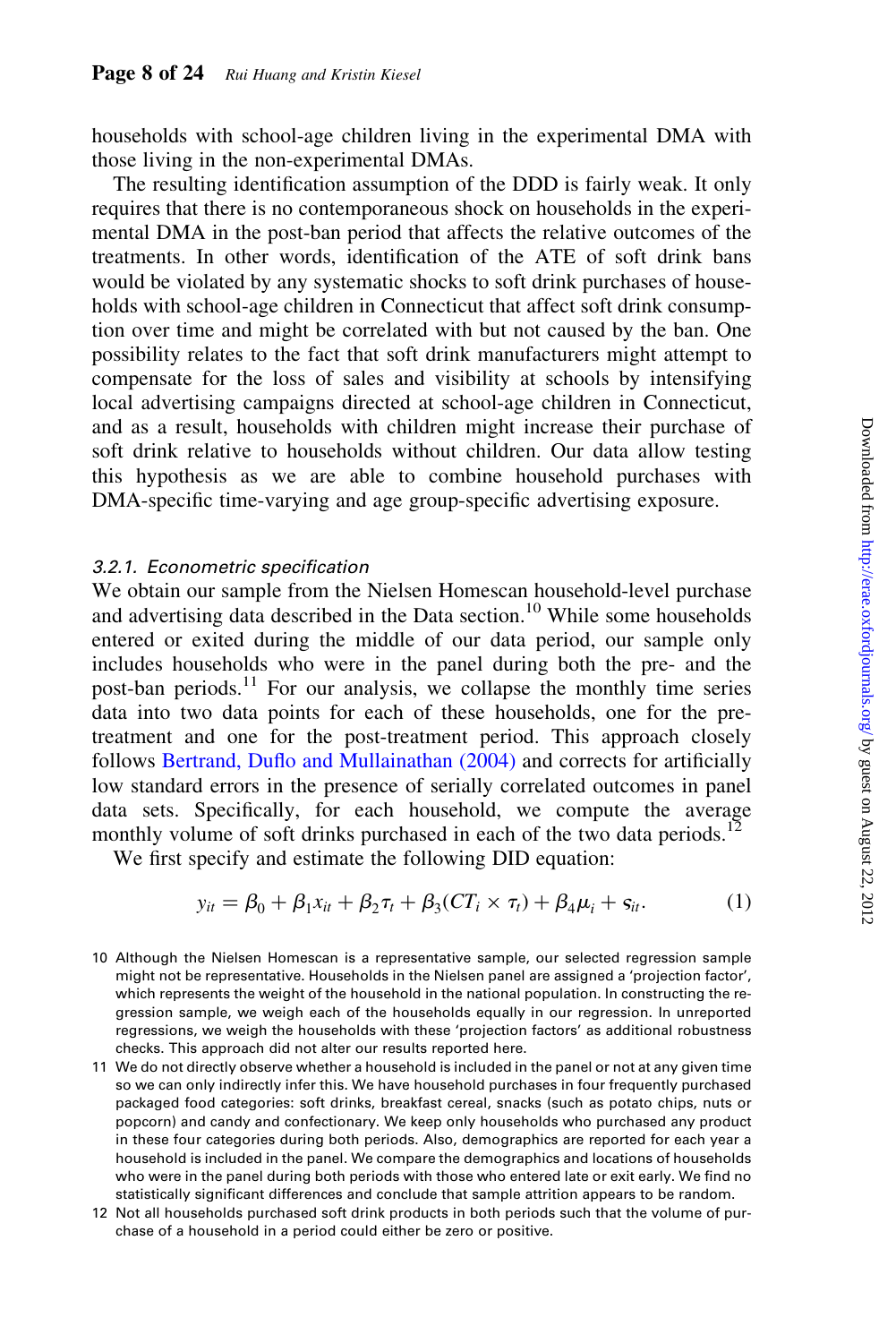households with school-age children living in the experimental DMA with those living in the non-experimental DMAs.

The resulting identification assumption of the DDD is fairly weak. It only requires that there is no contemporaneous shock on households in the experimental DMA in the post-ban period that affects the relative outcomes of the treatments. In other words, identification of the ATE of soft drink bans would be violated by any systematic shocks to soft drink purchases of households with school-age children in Connecticut that affect soft drink consumption over time and might be correlated with but not caused by the ban. One possibility relates to the fact that soft drink manufacturers might attempt to compensate for the loss of sales and visibility at schools by intensifying local advertising campaigns directed at school-age children in Connecticut, and as a result, households with children might increase their purchase of soft drink relative to households without children. Our data allow testing this hypothesis as we are able to combine household purchases with DMA-specific time-varying and age group-specific advertising exposure.

#### *3.2.1. Econometric specification*

We obtain our sample from the Nielsen Homescan household-level purchase and advertising data described in the Data section.[10] While some households entered or exited during the middle of our data period, our sample only includes households who were in the panel during both the pre- and the post-ban periods.[11] For our analysis, we collapse the monthly time series data into two data points for each of these households, one for the pre-treatment and one for the post-treatment period. This approach closely follows Bertrand, Duflo and Mullainathan (2004) and corrects for artificially low standard errors in the presence of serially correlated outcomes in panel data sets. Specifically, for each household, we compute the average monthly volume of soft drinks purchased in each of the two data periods.[12]

We first specify and estimate the following DID equation:

$$y_{it} = \beta_0 + \beta_1 x_{it} + \beta_2 \tau_t + \beta_3 (CT_i \times \tau_t) + \beta_4 \mu_i + \varsigma_{it}. \tag{1}$$

10 Although the Nielsen Homescan is a representative sample, our selected regression sample might not be representative. Households in the Nielsen panel are assigned a 'projection factor', which represents the weight of the household in the national population. In constructing the regression sample, we weigh each of the households equally in our regression. In unreported regressions, we weigh the households with these 'projection factors' as additional robustness checks. This approach did not alter our results reported here.

11 We do not directly observe whether a household is included in the panel or not at any given time so we can only indirectly infer this. We have household purchases in four frequently purchased packaged food categories: soft drinks, breakfast cereal, snacks (such as potato chips, nuts or popcorn) and candy and confectionary. We keep only households who purchased any product in these four categories during both periods. Also, demographics are reported for each year a household is included in the panel. We compare the demographics and locations of households who were in the panel during both periods with those who entered late or exit early. We find no statistically significant differences and conclude that sample attrition appears to be random.

12 Not all households purchased soft drink products in both periods such that the volume of purchase of a household in a period could either be zero or positive.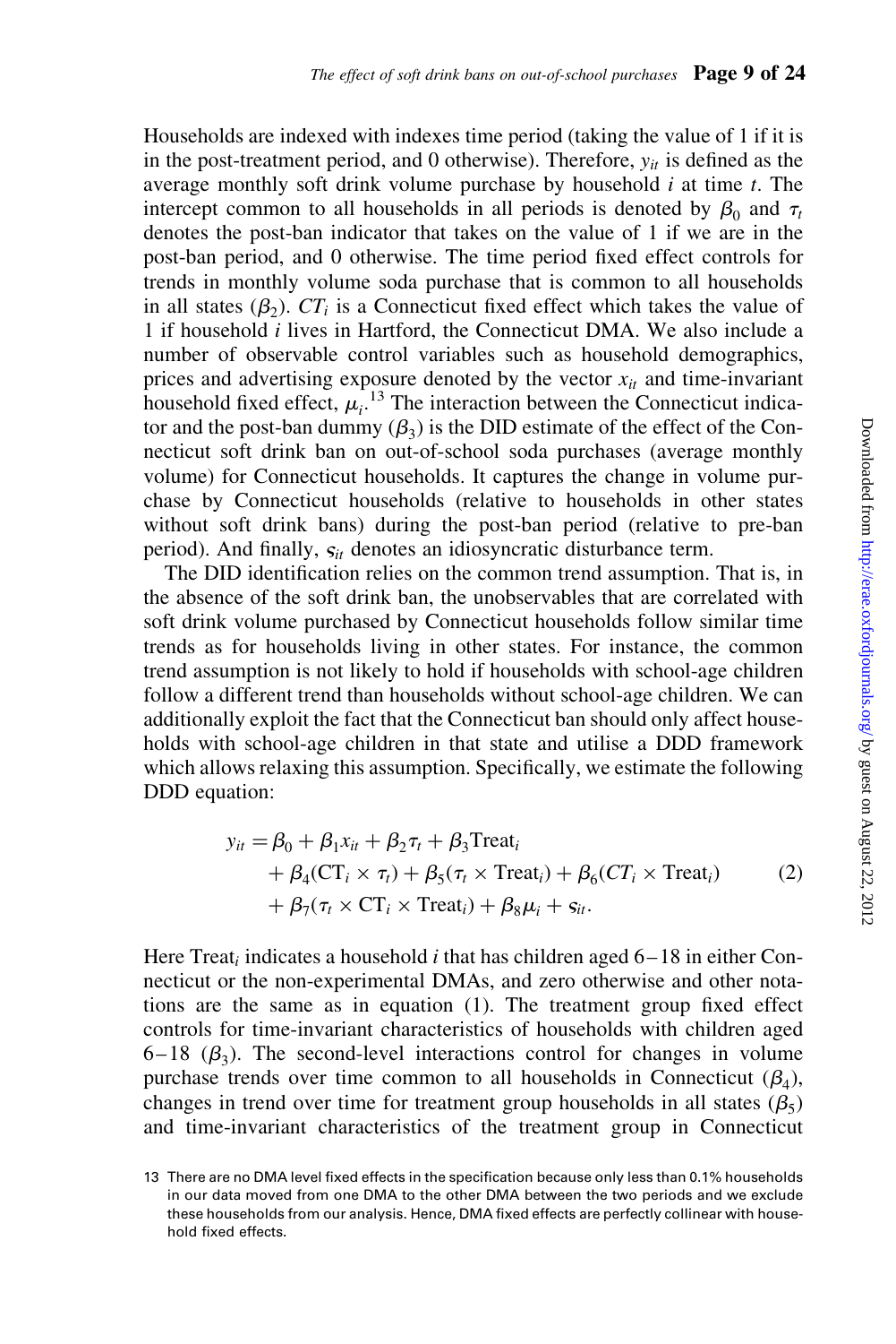Households are indexed with indexes time period (taking the value of 1 if it is in the post-treatment period, and 0 otherwise). Therefore, $y_{it}$ is defined as the average monthly soft drink volume purchase by household $i$ at time $t$. The intercept common to all households in all periods is denoted by $\beta_0$ and $\tau_t$ denotes the post-ban indicator that takes on the value of 1 if we are in the post-ban period, and 0 otherwise. The time period fixed effect controls for trends in monthly volume soda purchase that is common to all households in all states ($\beta_2$). $CT_i$ is a Connecticut fixed effect which takes the value of 1 if household $i$ lives in Hartford, the Connecticut DMA. We also include a number of observable control variables such as household demographics, prices and advertising exposure denoted by the vector $x_{it}$ and time-invariant household fixed effect, $\mu_i$.[13] The interaction between the Connecticut indicator and the post-ban dummy ($\beta_3$) is the DID estimate of the effect of the Connecticut soft drink ban on out-of-school soda purchases (average monthly volume) for Connecticut households. It captures the change in volume purchase by Connecticut households (relative to households in other states without soft drink bans) during the post-ban period (relative to pre-ban period). And finally, $\varsigma_{it}$ denotes an idiosyncratic disturbance term.

The DID identification relies on the common trend assumption. That is, in the absence of the soft drink ban, the unobservables that are correlated with soft drink volume purchased by Connecticut households follow similar time trends as for households living in other states. For instance, the common trend assumption is not likely to hold if households with school-age children follow a different trend than households without school-age children. We can additionally exploit the fact that the Connecticut ban should only affect households with school-age children in that state and utilise a DDD framework which allows relaxing this assumption. Specifically, we estimate the following DDD equation:

$$
\begin{aligned}
y_{it} = {} & \beta_0 + \beta_1 x_{it} + \beta_2 \tau_t + \beta_3 \text{Treat}_i \\
& + \beta_4 (\text{CT}_i \times \tau_t) + \beta_5 (\tau_t \times \text{Treat}_i) + \beta_6 (CT_i \times \text{Treat}_i) \\
& + \beta_7 (\tau_t \times \text{CT}_i \times \text{Treat}_i) + \beta_8 \mu_i + \varsigma_{it}.
\end{aligned} \tag{2}
$$

Here $\text{Treat}_i$ indicates a household $i$ that has children aged 6–18 in either Connecticut or the non-experimental DMAs, and zero otherwise and other notations are the same as in equation (1). The treatment group fixed effect controls for time-invariant characteristics of households with children aged 6–18 ($\beta_3$). The second-level interactions control for changes in volume purchase trends over time common to all households in Connecticut ($\beta_4$), changes in trend over time for treatment group households in all states ($\beta_5$) and time-invariant characteristics of the treatment group in Connecticut

13 There are no DMA level fixed effects in the specification because only less than 0.1% households in our data moved from one DMA to the other DMA between the two periods and we exclude these households from our analysis. Hence, DMA fixed effects are perfectly collinear with household fixed effects.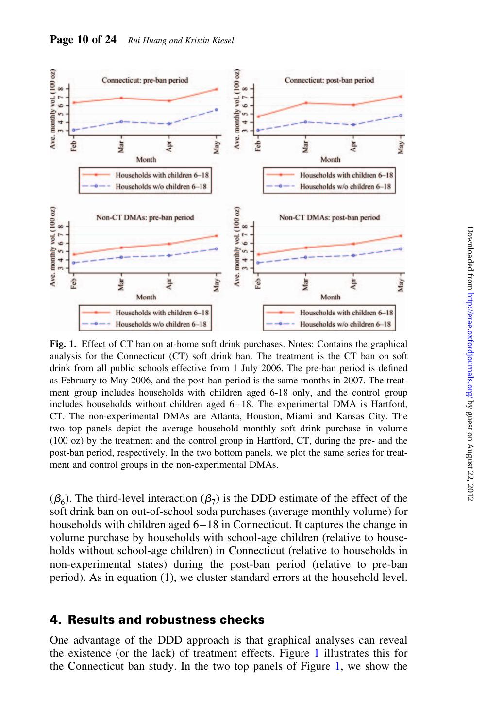**Fig. 1.** Effect of CT ban on at-home soft drink purchases. Notes: Contains the graphical analysis for the Connecticut (CT) soft drink ban. The treatment is the CT ban on soft drink from all public schools effective from 1 July 2006. The pre-ban period is defined as February to May 2006, and the post-ban period is the same months in 2007. The treatment group includes households with children aged 6-18 only, and the control group includes households without children aged 6–18. The experimental DMA is Hartford, CT. The non-experimental DMAs are Atlanta, Houston, Miami and Kansas City. The two top panels depict the average household monthly soft drink purchase in volume (100 oz) by the treatment and the control group in Hartford, CT, during the pre- and the post-ban period, respectively. In the two bottom panels, we plot the same series for treatment and control groups in the non-experimental DMAs.

($\beta_6$). The third-level interaction ($\beta_7$) is the DDD estimate of the effect of the soft drink ban on out-of-school soda purchases (average monthly volume) for households with children aged 6–18 in Connecticut. It captures the change in volume purchase by households with school-age children (relative to households without school-age children) in Connecticut (relative to households in non-experimental states) during the post-ban period (relative to pre-ban period). As in equation (1), we cluster standard errors at the household level.

## 4. Results and robustness checks

One advantage of the DDD approach is that graphical analyses can reveal the existence (or the lack) of treatment effects. Figure 1 illustrates this for the Connecticut ban study. In the two top panels of Figure 1, we show the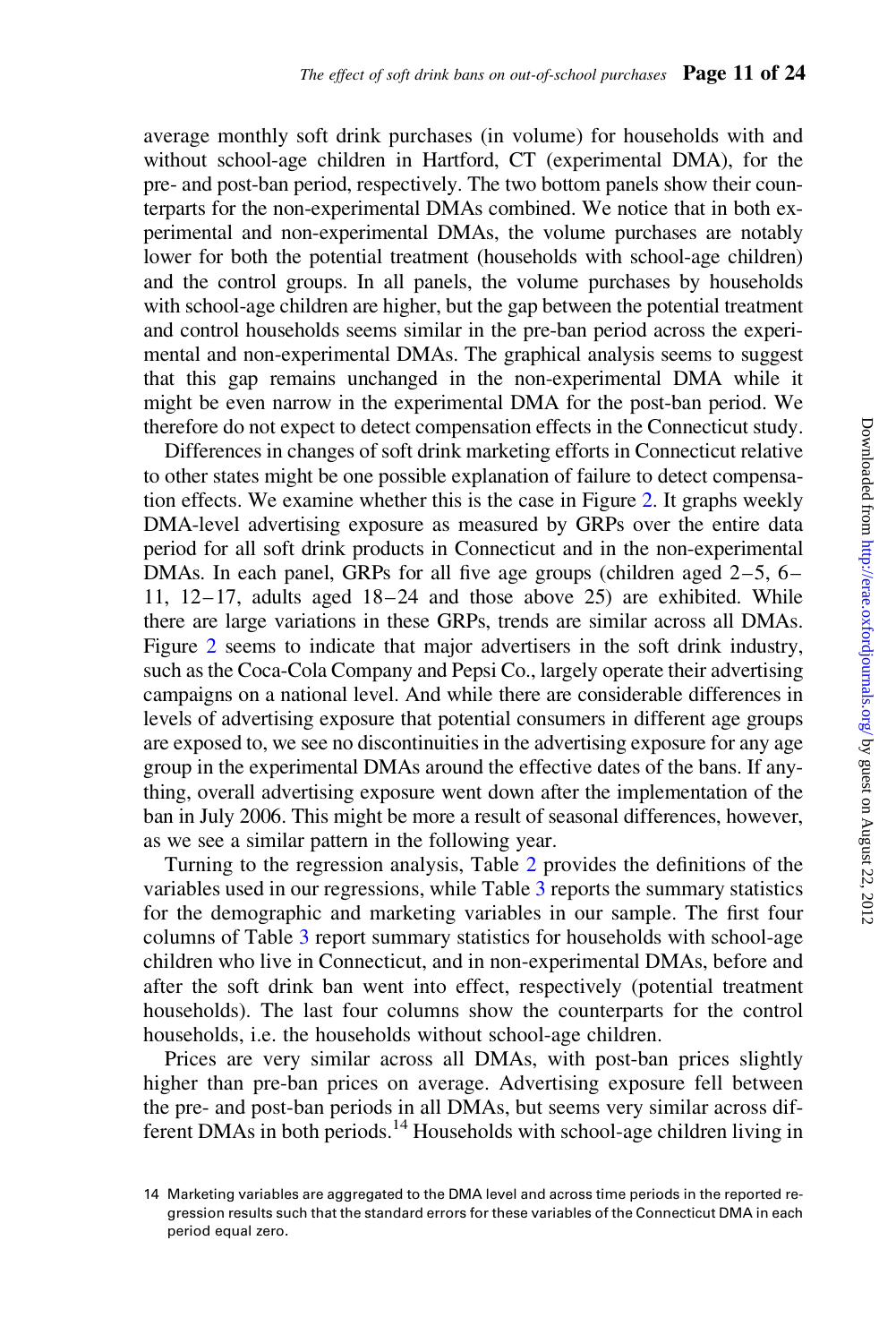average monthly soft drink purchases (in volume) for households with and without school-age children in Hartford, CT (experimental DMA), for the pre- and post-ban period, respectively. The two bottom panels show their counterparts for the non-experimental DMAs combined. We notice that in both experimental and non-experimental DMAs, the volume purchases are notably lower for both the potential treatment (households with school-age children) and the control groups. In all panels, the volume purchases by households with school-age children are higher, but the gap between the potential treatment and control households seems similar in the pre-ban period across the experimental and non-experimental DMAs. The graphical analysis seems to suggest that this gap remains unchanged in the non-experimental DMA while it might be even narrow in the experimental DMA for the post-ban period. We therefore do not expect to detect compensation effects in the Connecticut study.

Differences in changes of soft drink marketing efforts in Connecticut relative to other states might be one possible explanation of failure to detect compensation effects. We examine whether this is the case in Figure 2. It graphs weekly DMA-level advertising exposure as measured by GRPs over the entire data period for all soft drink products in Connecticut and in the non-experimental DMAs. In each panel, GRPs for all five age groups (children aged 2–5, 6–11, 12–17, adults aged 18–24 and those above 25) are exhibited. While there are large variations in these GRPs, trends are similar across all DMAs. Figure 2 seems to indicate that major advertisers in the soft drink industry, such as the Coca-Cola Company and Pepsi Co., largely operate their advertising campaigns on a national level. And while there are considerable differences in levels of advertising exposure that potential consumers in different age groups are exposed to, we see no discontinuities in the advertising exposure for any age group in the experimental DMAs around the effective dates of the bans. If anything, overall advertising exposure went down after the implementation of the ban in July 2006. This might be more a result of seasonal differences, however, as we see a similar pattern in the following year.

Turning to the regression analysis, Table 2 provides the definitions of the variables used in our regressions, while Table 3 reports the summary statistics for the demographic and marketing variables in our sample. The first four columns of Table 3 report summary statistics for households with school-age children who live in Connecticut, and in non-experimental DMAs, before and after the soft drink ban went into effect, respectively (potential treatment households). The last four columns show the counterparts for the control households, i.e. the households without school-age children.

Prices are very similar across all DMAs, with post-ban prices slightly higher than pre-ban prices on average. Advertising exposure fell between the pre- and post-ban periods in all DMAs, but seems very similar across different DMAs in both periods.[14] Households with school-age children living in

14 Marketing variables are aggregated to the DMA level and across time periods in the reported regression results such that the standard errors for these variables of the Connecticut DMA in each period equal zero.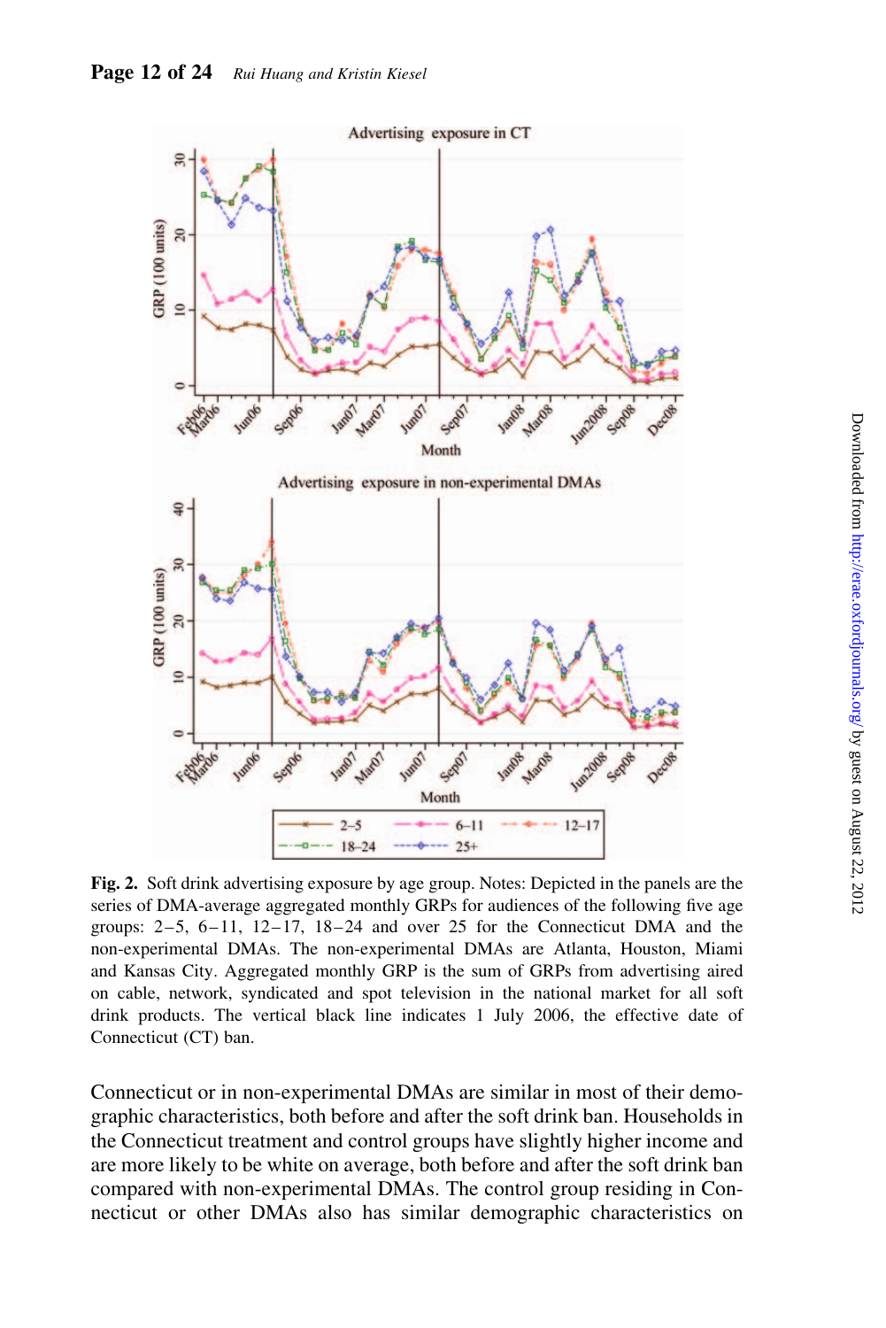**Fig. 2.** Soft drink advertising exposure by age group. Notes: Depicted in the panels are the series of DMA-average aggregated monthly GRPs for audiences of the following five age groups: 2–5, 6–11, 12–17, 18–24 and over 25 for the Connecticut DMA and the non-experimental DMAs. The non-experimental DMAs are Atlanta, Houston, Miami and Kansas City. Aggregated monthly GRP is the sum of GRPs from advertising aired on cable, network, syndicated and spot television in the national market for all soft drink products. The vertical black line indicates 1 July 2006, the effective date of Connecticut (CT) ban.

Connecticut or in non-experimental DMAs are similar in most of their demographic characteristics, both before and after the soft drink ban. Households in the Connecticut treatment and control groups have slightly higher income and are more likely to be white on average, both before and after the soft drink ban compared with non-experimental DMAs. The control group residing in Connecticut or other DMAs also has similar demographic characteristics on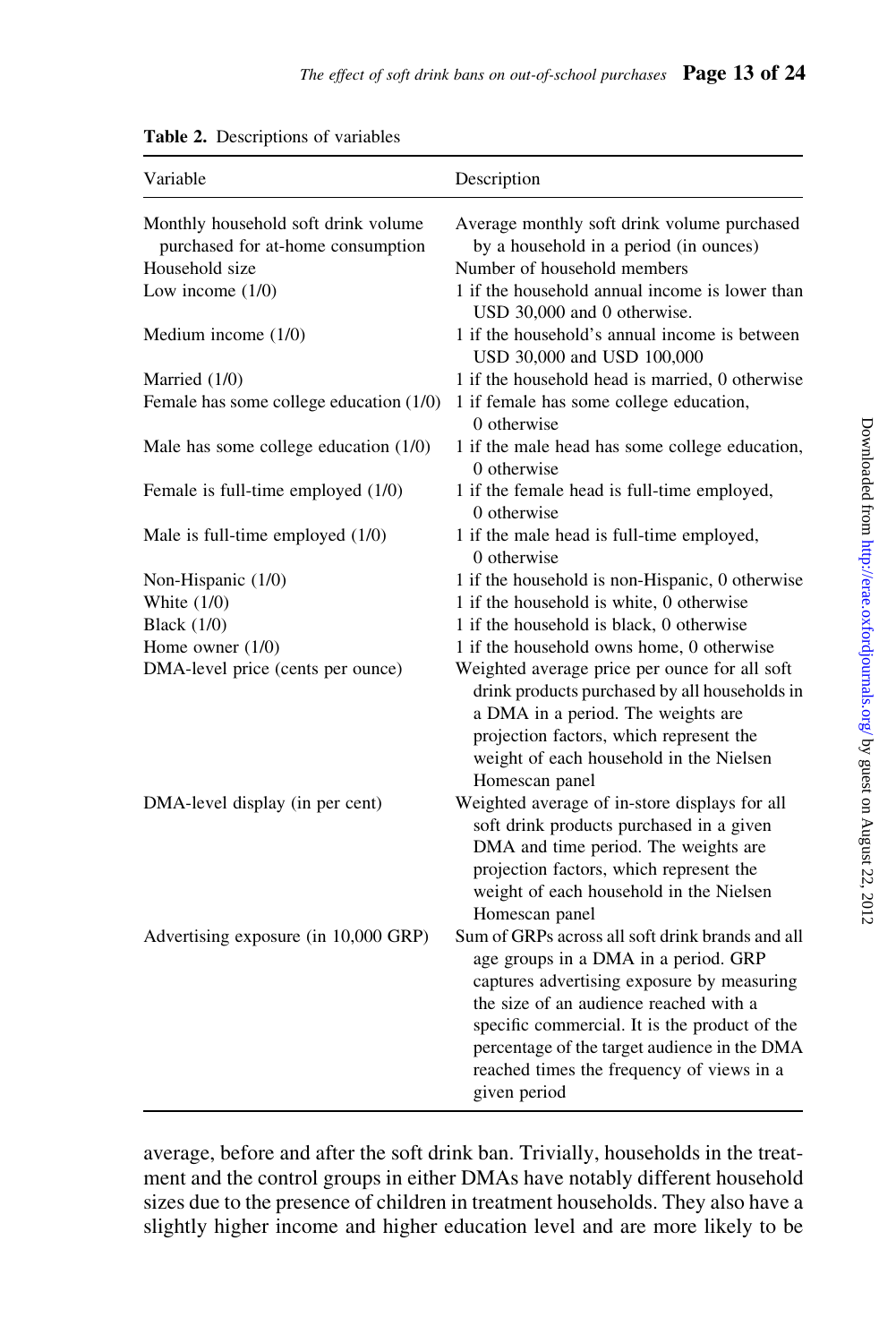**Table 2.** Descriptions of variables

| Variable | Description |
|---|---|
| Monthly household soft drink volume purchased for at-home consumption | Average monthly soft drink volume purchased by a household in a period (in ounces) |
| Household size | Number of household members |
| Low income (1/0) | 1 if the household annual income is lower than USD 30,000 and 0 otherwise. |
| Medium income (1/0) | 1 if the household's annual income is between USD 30,000 and USD 100,000 |
| Married (1/0) | 1 if the household head is married, 0 otherwise |
| Female has some college education (1/0) | 1 if female has some college education, 0 otherwise |
| Male has some college education (1/0) | 1 if the male head has some college education, 0 otherwise |
| Female is full-time employed (1/0) | 1 if the female head is full-time employed, 0 otherwise |
| Male is full-time employed (1/0) | 1 if the male head is full-time employed, 0 otherwise |
| Non-Hispanic (1/0) | 1 if the household is non-Hispanic, 0 otherwise |
| White (1/0) | 1 if the household is white, 0 otherwise |
| Black (1/0) | 1 if the household is black, 0 otherwise |
| Home owner (1/0) | 1 if the household owns home, 0 otherwise |
| DMA-level price (cents per ounce) | Weighted average price per ounce for all soft drink products purchased by all households in a DMA in a period. The weights are projection factors, which represent the weight of each household in the Nielsen Homescan panel |
| DMA-level display (in per cent) | Weighted average of in-store displays for all soft drink products purchased in a given DMA and time period. The weights are projection factors, which represent the weight of each household in the Nielsen Homescan panel |
| Advertising exposure (in 10,000 GRP) | Sum of GRPs across all soft drink brands and all age groups in a DMA in a period. GRP captures advertising exposure by measuring the size of an audience reached with a specific commercial. It is the product of the percentage of the target audience in the DMA reached times the frequency of views in a given period |

average, before and after the soft drink ban. Trivially, households in the treatment and the control groups in either DMAs have notably different household sizes due to the presence of children in treatment households. They also have a slightly higher income and higher education level and are more likely to be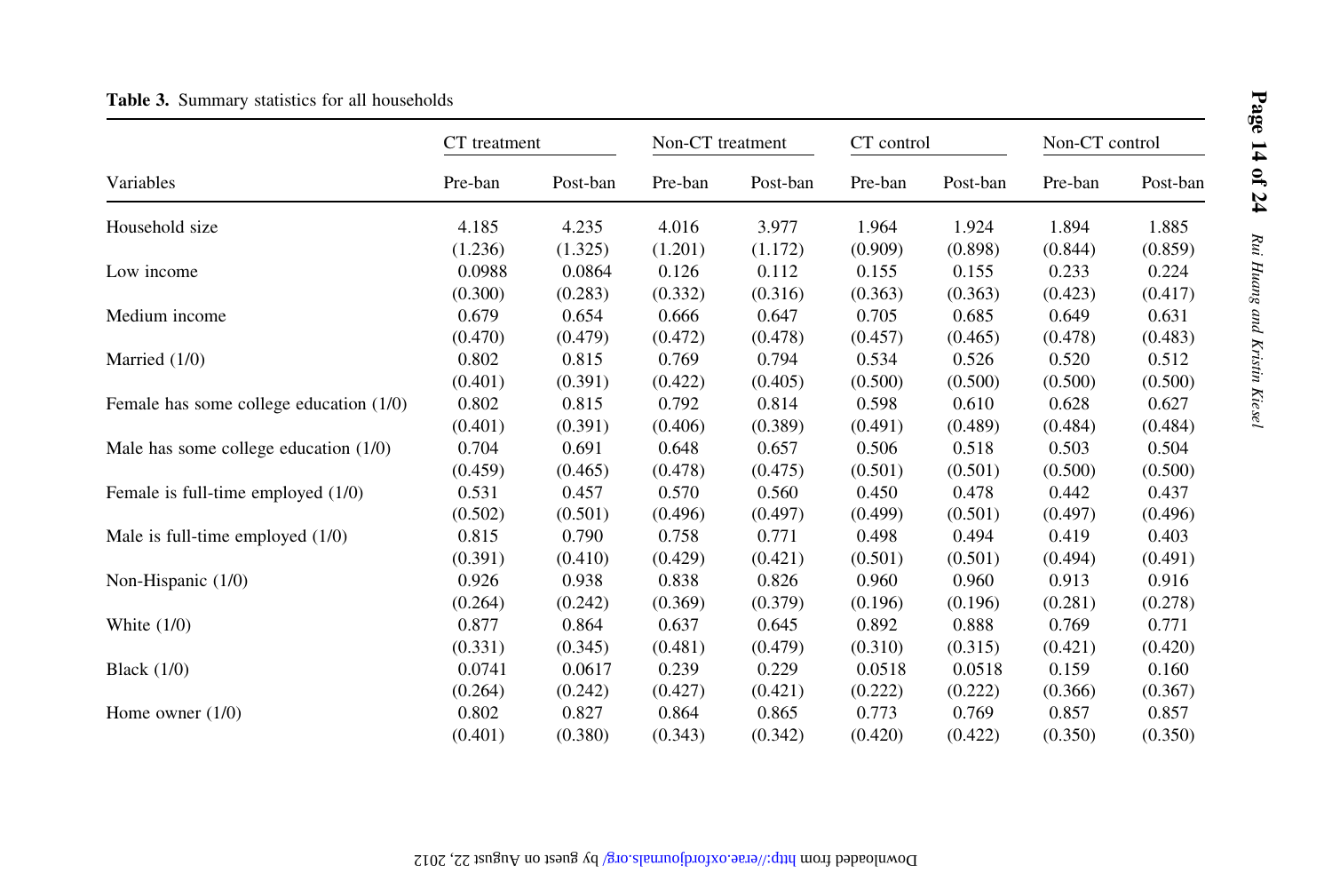**Table 3.** Summary statistics for all households

| Variables | CT treatment | | Non-CT treatment | | CT control | | Non-CT control | |
|---|---|---|---|---|---|---|---|---|
| | Pre-ban | Post-ban | Pre-ban | Post-ban | Pre-ban | Post-ban | Pre-ban | Post-ban |
| Household size | 4.185 | 4.235 | 4.016 | 3.977 | 1.964 | 1.924 | 1.894 | 1.885 |
| | (1.236) | (1.325) | (1.201) | (1.172) | (0.909) | (0.898) | (0.844) | (0.859) |
| Low income | 0.0988 | 0.0864 | 0.126 | 0.112 | 0.155 | 0.155 | 0.233 | 0.224 |
| | (0.300) | (0.283) | (0.332) | (0.316) | (0.363) | (0.363) | (0.423) | (0.417) |
| Medium income | 0.679 | 0.654 | 0.666 | 0.647 | 0.705 | 0.685 | 0.649 | 0.631 |
| | (0.470) | (0.479) | (0.472) | (0.478) | (0.457) | (0.465) | (0.478) | (0.483) |
| Married (1/0) | 0.802 | 0.815 | 0.769 | 0.794 | 0.534 | 0.526 | 0.520 | 0.512 |
| | (0.401) | (0.391) | (0.422) | (0.405) | (0.500) | (0.500) | (0.500) | (0.500) |
| Female has some college education (1/0) | 0.802 | 0.815 | 0.792 | 0.814 | 0.598 | 0.610 | 0.628 | 0.627 |
| | (0.401) | (0.391) | (0.406) | (0.389) | (0.491) | (0.489) | (0.484) | (0.484) |
| Male has some college education (1/0) | 0.704 | 0.691 | 0.648 | 0.657 | 0.506 | 0.518 | 0.503 | 0.504 |
| | (0.459) | (0.465) | (0.478) | (0.475) | (0.501) | (0.501) | (0.500) | (0.500) |
| Female is full-time employed (1/0) | 0.531 | 0.457 | 0.570 | 0.560 | 0.450 | 0.478 | 0.442 | 0.437 |
| | (0.502) | (0.501) | (0.496) | (0.497) | (0.499) | (0.501) | (0.497) | (0.496) |
| Male is full-time employed (1/0) | 0.815 | 0.790 | 0.758 | 0.771 | 0.498 | 0.494 | 0.419 | 0.403 |
| | (0.391) | (0.410) | (0.429) | (0.421) | (0.501) | (0.501) | (0.494) | (0.491) |
| Non-Hispanic (1/0) | 0.926 | 0.938 | 0.838 | 0.826 | 0.960 | 0.960 | 0.913 | 0.916 |
| | (0.264) | (0.242) | (0.369) | (0.379) | (0.196) | (0.196) | (0.281) | (0.278) |
| White (1/0) | 0.877 | 0.864 | 0.637 | 0.645 | 0.892 | 0.888 | 0.769 | 0.771 |
| | (0.331) | (0.345) | (0.481) | (0.479) | (0.310) | (0.315) | (0.421) | (0.420) |
| Black (1/0) | 0.0741 | 0.0617 | 0.239 | 0.229 | 0.0518 | 0.0518 | 0.159 | 0.160 |
| | (0.264) | (0.242) | (0.427) | (0.421) | (0.222) | (0.222) | (0.366) | (0.367) |
| Home owner (1/0) | 0.802 | 0.827 | 0.864 | 0.865 | 0.773 | 0.769 | 0.857 | 0.857 |
| | (0.401) | (0.380) | (0.343) | (0.342) | (0.420) | (0.422) | (0.350) | (0.350) |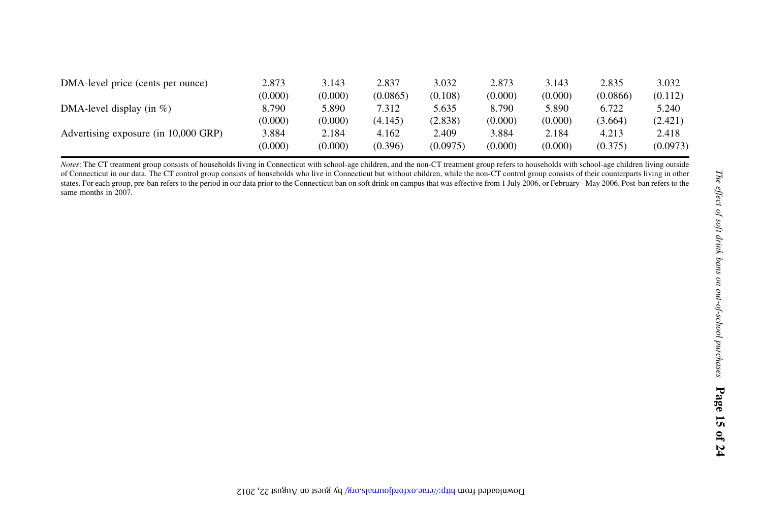| | | | | | | | | |
|---|---|---|---|---|---|---|---|---|
| DMA-level price (cents per ounce) | 2.873 | 3.143 | 2.837 | 3.032 | 2.873 | 3.143 | 2.835 | 3.032 |
| | (0.000) | (0.000) | (0.0865) | (0.108) | (0.000) | (0.000) | (0.0866) | (0.112) |
| DMA-level display (in %) | 8.790 | 5.890 | 7.312 | 5.635 | 8.790 | 5.890 | 6.722 | 5.240 |
| | (0.000) | (0.000) | (4.145) | (2.838) | (0.000) | (0.000) | (3.664) | (2.421) |
| Advertising exposure (in 10,000 GRP) | 3.884 | 2.184 | 4.162 | 2.409 | 3.884 | 2.184 | 4.213 | 2.418 |
| | (0.000) | (0.000) | (0.396) | (0.0975) | (0.000) | (0.000) | (0.375) | (0.0973) |

*Notes*: The CT treatment group consists of households living in Connecticut with school-age children, and the non-CT treatment group refers to households with school-age children living outside of Connecticut in our data. The CT control group consists of households who live in Connecticut but without children, while the non-CT control group consists of their counterparts living in other states. For each group, pre-ban refers to the period in our data prior to the Connecticut ban on soft drink on campus that was effective from 1 July 2006, or February–May 2006. Post-ban refers to the same months in 2007.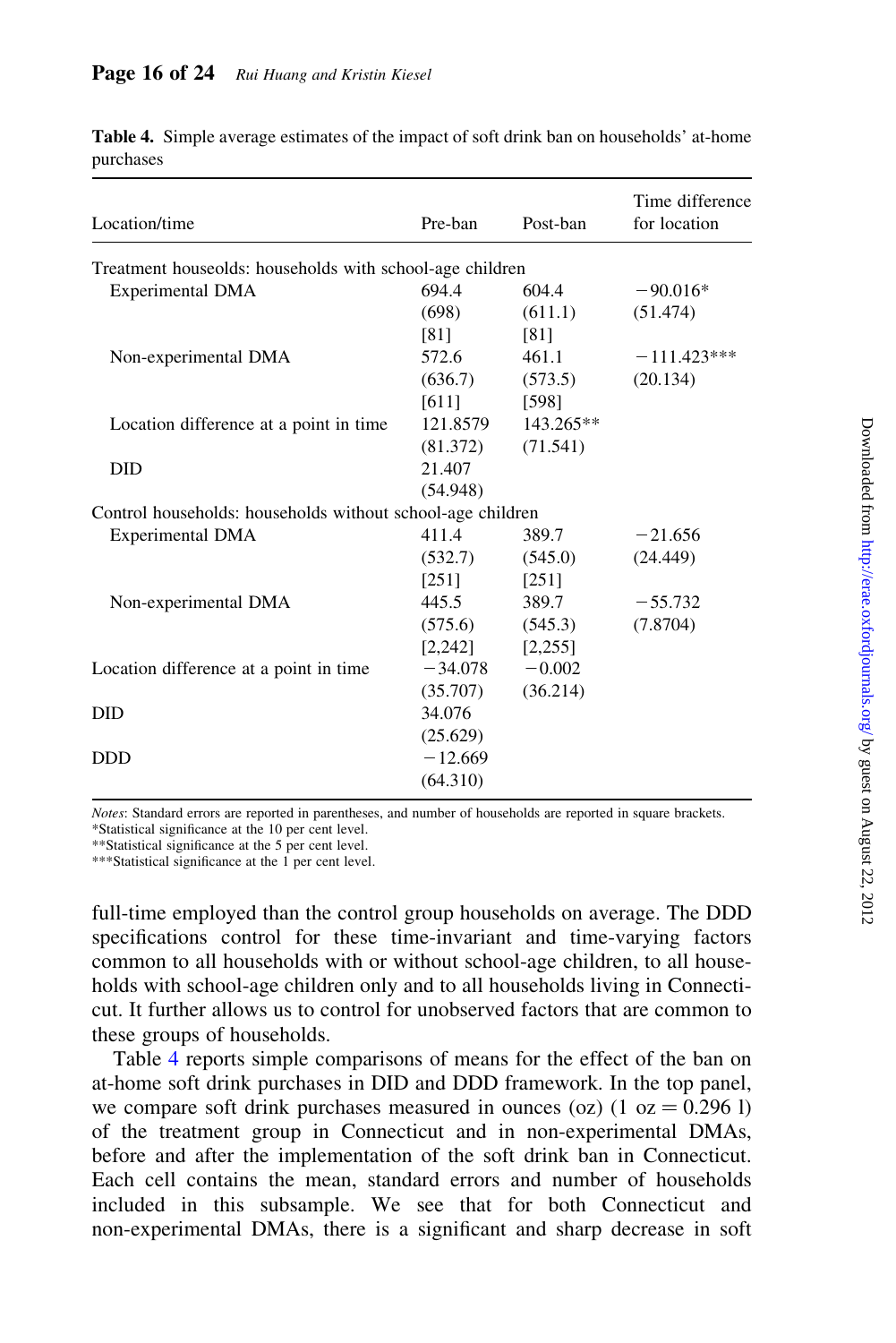**Table 4.** Simple average estimates of the impact of soft drink ban on households' at-home purchases

| Location/time | Pre-ban | Post-ban | Time difference for location |
|---|---|---|---|
| Treatment houseolds: households with school-age children | | | |
| Experimental DMA | 694.4 | 604.4 | −90.016* |
| | (698) | (611.1) | (51.474) |
| | [81] | [81] | |
| Non-experimental DMA | 572.6 | 461.1 | −111.423*** |
| | (636.7) | (573.5) | (20.134) |
| | [611] | [598] | |
| Location difference at a point in time | 121.8579 | 143.265** | |
| | (81.372) | (71.541) | |
| DID | 21.407 | | |
| | (54.948) | | |
| Control households: households without school-age children | | | |
| Experimental DMA | 411.4 | 389.7 | −21.656 |
| | (532.7) | (545.0) | (24.449) |
| | [251] | [251] | |
| Non-experimental DMA | 445.5 | 389.7 | −55.732 |
| | (575.6) | (545.3) | (7.8704) |
| | [2,242] | [2,255] | |
| Location difference at a point in time | −34.078 | −0.002 | |
| | (35.707) | (36.214) | |
| DID | 34.076 | | |
| | (25.629) | | |
| DDD | −12.669 | | |
| | (64.310) | | |

*Notes*: Standard errors are reported in parentheses, and number of households are reported in square brackets.
*Statistical significance at the 10 per cent level.
**Statistical significance at the 5 per cent level.
***Statistical significance at the 1 per cent level.

full-time employed than the control group households on average. The DDD specifications control for these time-invariant and time-varying factors common to all households with or without school-age children, to all households with school-age children only and to all households living in Connecticut. It further allows us to control for unobserved factors that are common to these groups of households.

Table 4 reports simple comparisons of means for the effect of the ban on at-home soft drink purchases in DID and DDD framework. In the top panel, we compare soft drink purchases measured in ounces (oz) (1 oz = 0.296 l) of the treatment group in Connecticut and in non-experimental DMAs, before and after the implementation of the soft drink ban in Connecticut. Each cell contains the mean, standard errors and number of households included in this subsample. We see that for both Connecticut and non-experimental DMAs, there is a significant and sharp decrease in soft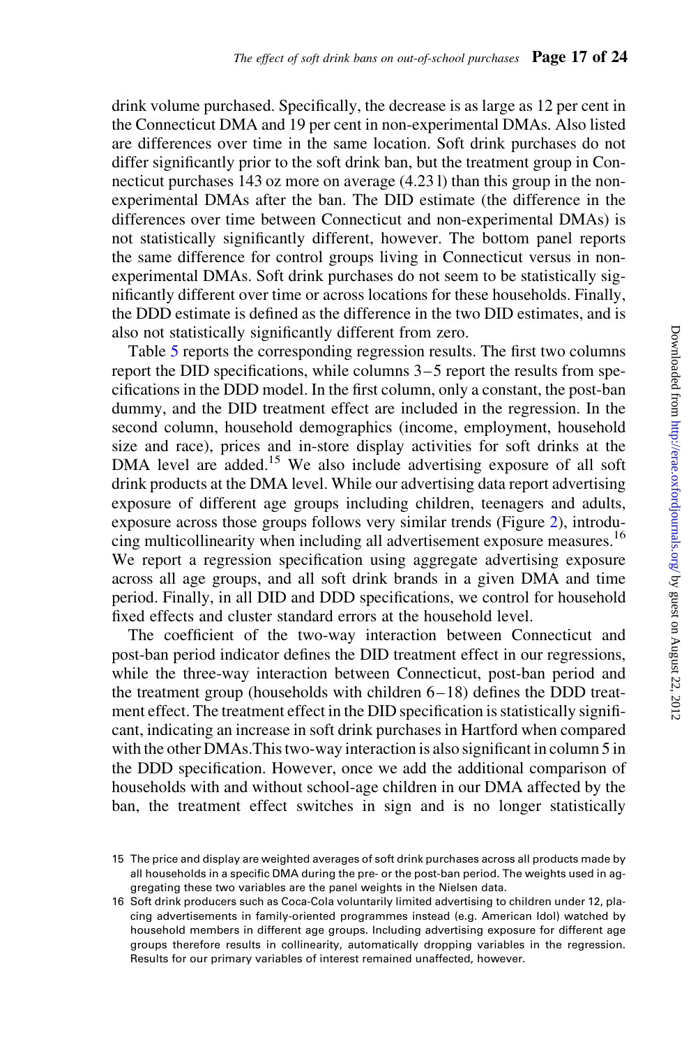drink volume purchased. Specifically, the decrease is as large as 12 per cent in the Connecticut DMA and 19 per cent in non-experimental DMAs. Also listed are differences over time in the same location. Soft drink purchases do not differ significantly prior to the soft drink ban, but the treatment group in Connecticut purchases 143 oz more on average (4.23 l) than this group in the non-experimental DMAs after the ban. The DID estimate (the difference in the differences over time between Connecticut and non-experimental DMAs) is not statistically significantly different, however. The bottom panel reports the same difference for control groups living in Connecticut versus in non-experimental DMAs. Soft drink purchases do not seem to be statistically significantly different over time or across locations for these households. Finally, the DDD estimate is defined as the difference in the two DID estimates, and is also not statistically significantly different from zero.

Table 5 reports the corresponding regression results. The first two columns report the DID specifications, while columns 3–5 report the results from specifications in the DDD model. In the first column, only a constant, the post-ban dummy, and the DID treatment effect are included in the regression. In the second column, household demographics (income, employment, household size and race), prices and in-store display activities for soft drinks at the DMA level are added.[15] We also include advertising exposure of all soft drink products at the DMA level. While our advertising data report advertising exposure of different age groups including children, teenagers and adults, exposure across those groups follows very similar trends (Figure 2), introducing multicollinearity when including all advertisement exposure measures.[16] We report a regression specification using aggregate advertising exposure across all age groups, and all soft drink brands in a given DMA and time period. Finally, in all DID and DDD specifications, we control for household fixed effects and cluster standard errors at the household level.

The coefficient of the two-way interaction between Connecticut and post-ban period indicator defines the DID treatment effect in our regressions, while the three-way interaction between Connecticut, post-ban period and the treatment group (households with children 6–18) defines the DDD treatment effect. The treatment effect in the DID specification is statistically significant, indicating an increase in soft drink purchases in Hartford when compared with the other DMAs. This two-way interaction is also significant in column 5 in the DDD specification. However, once we add the additional comparison of households with and without school-age children in our DMA affected by the ban, the treatment effect switches in sign and is no longer statistically

15 The price and display are weighted averages of soft drink purchases across all products made by all households in a specific DMA during the pre- or the post-ban period. The weights used in aggregating these two variables are the panel weights in the Nielsen data.

16 Soft drink producers such as Coca-Cola voluntarily limited advertising to children under 12, placing advertisements in family-oriented programmes instead (e.g. American Idol) watched by household members in different age groups. Including advertising exposure for different age groups therefore results in collinearity, automatically dropping variables in the regression. Results for our primary variables of interest remained unaffected, however.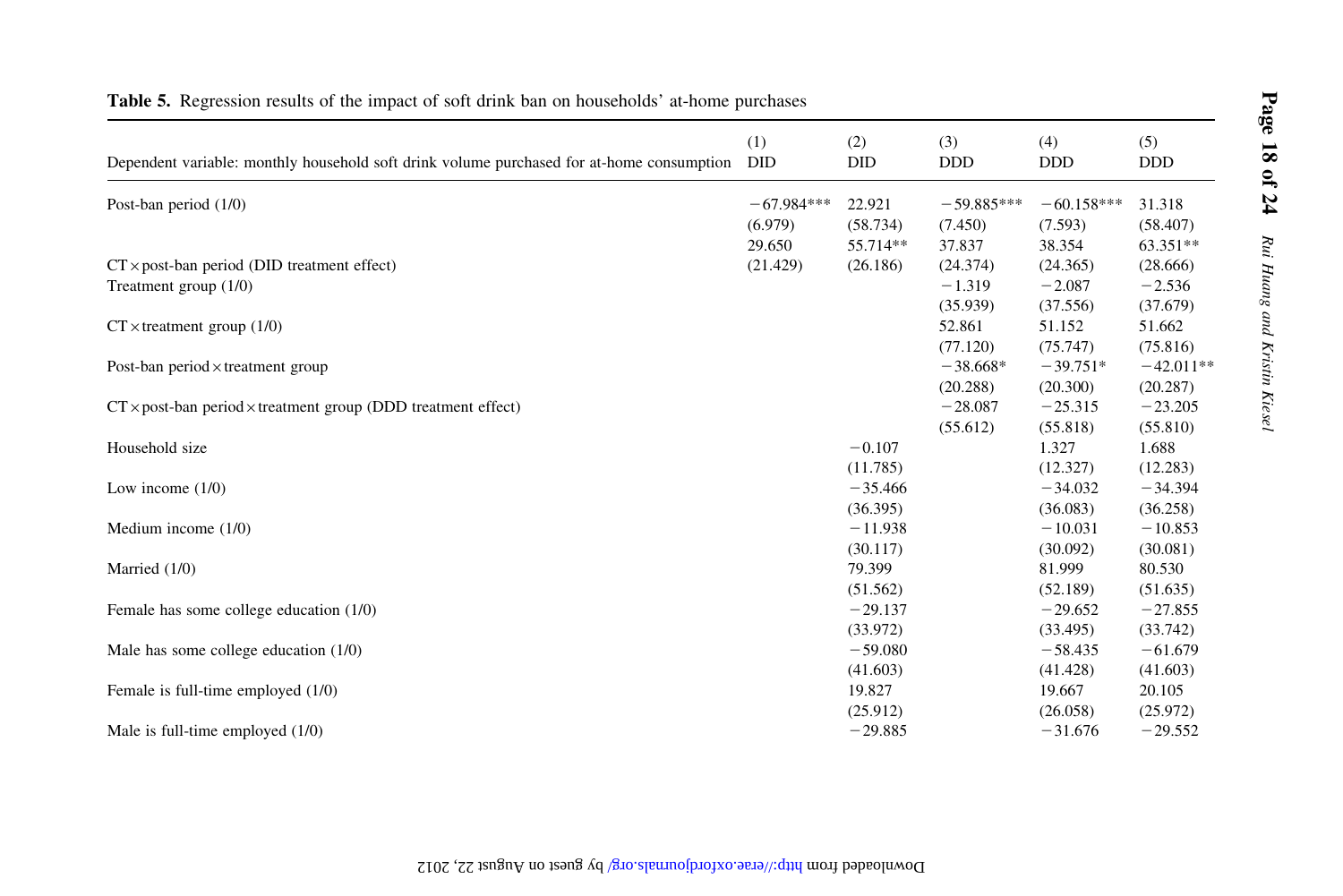**Table 5.** Regression results of the impact of soft drink ban on households' at-home purchases

| Dependent variable: monthly household soft drink volume purchased for at-home consumption | (1) DID | (2) DID | (3) DDD | (4) DDD | (5) DDD |
|---|---|---|---|---|---|
| Post-ban period (1/0) | −67.984*** | 22.921 | −59.885*** | −60.158*** | 31.318 |
| | (6.979) | (58.734) | (7.450) | (7.593) | (58.407) |
| CT × post-ban period (DID treatment effect) | 29.650 | 55.714** | 37.837 | 38.354 | 63.351** |
| | (21.429) | (26.186) | (24.374) | (24.365) | (28.666) |
| Treatment group (1/0) | | | −1.319 | −2.087 | −2.536 |
| | | | (35.939) | (37.556) | (37.679) |
| CT × treatment group (1/0) | | | 52.861 | 51.152 | 51.662 |
| | | | (77.120) | (75.747) | (75.816) |
| Post-ban period × treatment group | | | −38.668* | −39.751* | −42.011** |
| | | | (20.288) | (20.300) | (20.287) |
| CT × post-ban period × treatment group (DDD treatment effect) | | | −28.087 | −25.315 | −23.205 |
| | | | (55.612) | (55.818) | (55.810) |
| Household size | | −0.107 | | 1.327 | 1.688 |
| | | (11.785) | | (12.327) | (12.283) |
| Low income (1/0) | | −35.466 | | −34.032 | −34.394 |
| | | (36.395) | | (36.083) | (36.258) |
| Medium income (1/0) | | −11.938 | | −10.031 | −10.853 |
| | | (30.117) | | (30.092) | (30.081) |
| Married (1/0) | | 79.399 | | 81.999 | 80.530 |
| | | (51.562) | | (52.189) | (51.635) |
| Female has some college education (1/0) | | −29.137 | | −29.652 | −27.855 |
| | | (33.972) | | (33.495) | (33.742) |
| Male has some college education (1/0) | | −59.080 | | −58.435 | −61.679 |
| | | (41.603) | | (41.428) | (41.603) |
| Female is full-time employed (1/0) | | 19.827 | | 19.667 | 20.105 |
| | | (25.912) | | (26.058) | (25.972) |
| Male is full-time employed (1/0) | | −29.885 | | −31.676 | −29.552 |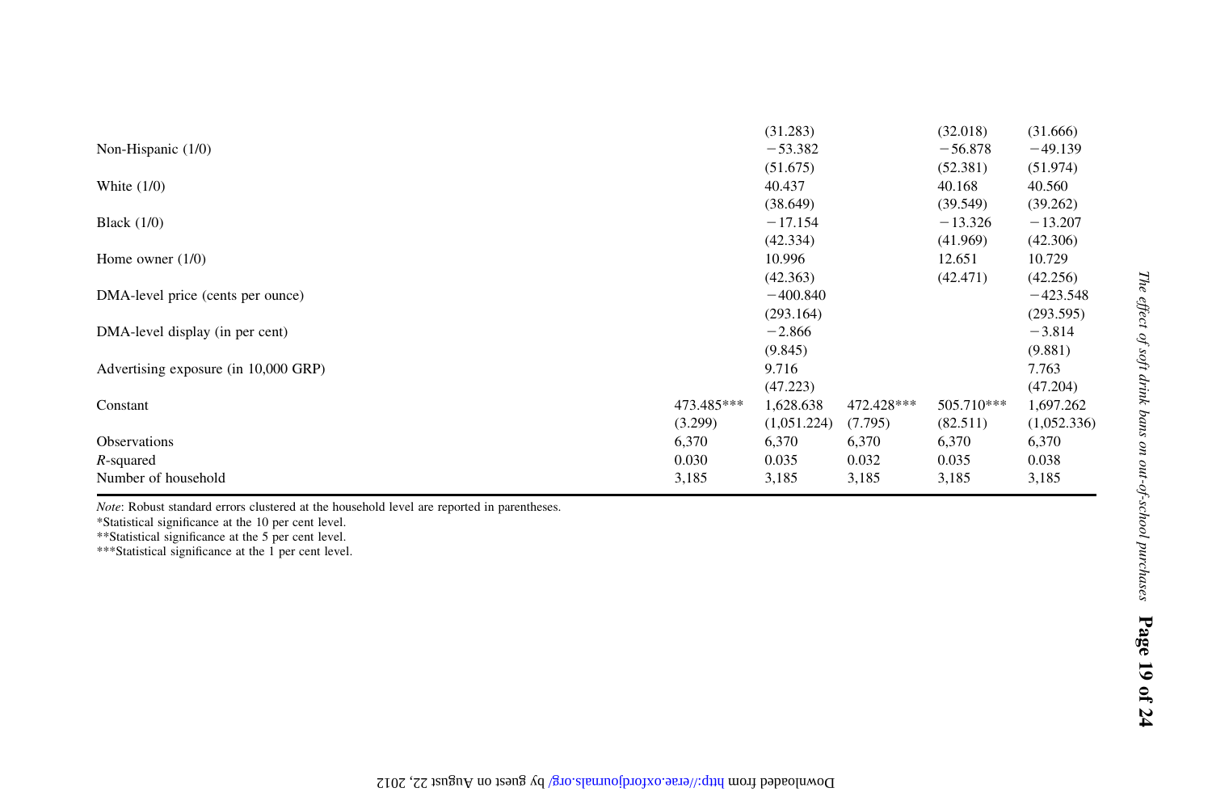| | | | | | |
|---|---|---|---|---|---|
| | | (31.283) | | (32.018) | (31.666) |
| Non-Hispanic (1/0) | | −53.382 | | −56.878 | −49.139 |
| | | (51.675) | | (52.381) | (51.974) |
| White (1/0) | | 40.437 | | 40.168 | 40.560 |
| | | (38.649) | | (39.549) | (39.262) |
| Black (1/0) | | −17.154 | | −13.326 | −13.207 |
| | | (42.334) | | (41.969) | (42.306) |
| Home owner (1/0) | | 10.996 | | 12.651 | 10.729 |
| | | (42.363) | | (42.471) | (42.256) |
| DMA-level price (cents per ounce) | | −400.840 | | | −423.548 |
| | | (293.164) | | | (293.595) |
| DMA-level display (in per cent) | | −2.866 | | | −3.814 |
| | | (9.845) | | | (9.881) |
| Advertising exposure (in 10,000 GRP) | | 9.716 | | | 7.763 |
| | | (47.223) | | | (47.204) |
| Constant | 473.485*** | 1,628.638 | 472.428*** | 505.710*** | 1,697.262 |
| | (3.299) | (1,051.224) | (7.795) | (82.511) | (1,052.336) |
| Observations | 6,370 | 6,370 | 6,370 | 6,370 | 6,370 |
| *R*-squared | 0.030 | 0.035 | 0.032 | 0.035 | 0.038 |
| Number of household | 3,185 | 3,185 | 3,185 | 3,185 | 3,185 |

*Note*: Robust standard errors clustered at the household level are reported in parentheses.
*Statistical significance at the 10 per cent level.
**Statistical significance at the 5 per cent level.
***Statistical significance at the 1 per cent level.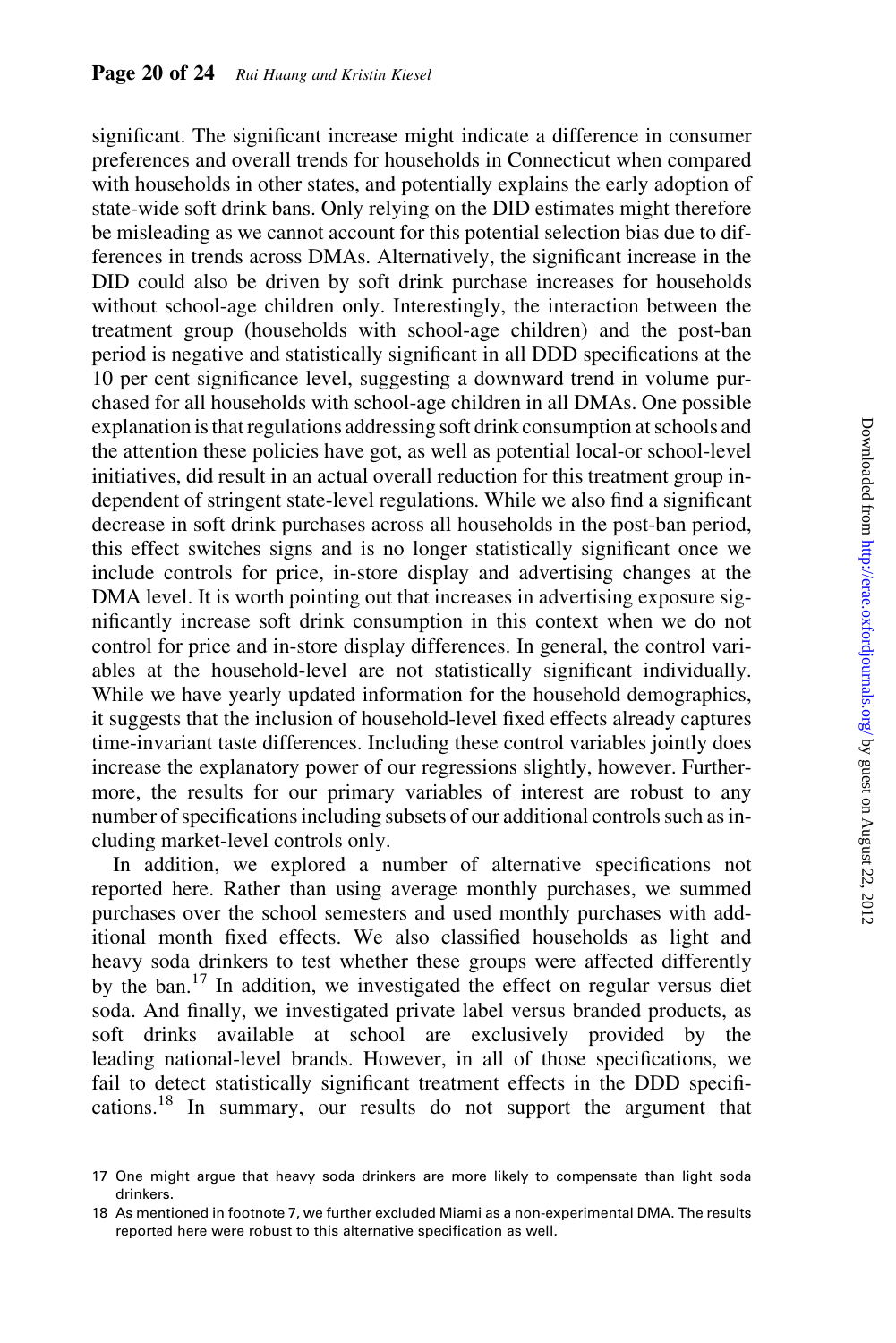significant. The significant increase might indicate a difference in consumer preferences and overall trends for households in Connecticut when compared with households in other states, and potentially explains the early adoption of state-wide soft drink bans. Only relying on the DID estimates might therefore be misleading as we cannot account for this potential selection bias due to differences in trends across DMAs. Alternatively, the significant increase in the DID could also be driven by soft drink purchase increases for households without school-age children only. Interestingly, the interaction between the treatment group (households with school-age children) and the post-ban period is negative and statistically significant in all DDD specifications at the 10 per cent significance level, suggesting a downward trend in volume purchased for all households with school-age children in all DMAs. One possible explanation is that regulations addressing soft drink consumption at schools and the attention these policies have got, as well as potential local-or school-level initiatives, did result in an actual overall reduction for this treatment group independent of stringent state-level regulations. While we also find a significant decrease in soft drink purchases across all households in the post-ban period, this effect switches signs and is no longer statistically significant once we include controls for price, in-store display and advertising changes at the DMA level. It is worth pointing out that increases in advertising exposure significantly increase soft drink consumption in this context when we do not control for price and in-store display differences. In general, the control variables at the household-level are not statistically significant individually. While we have yearly updated information for the household demographics, it suggests that the inclusion of household-level fixed effects already captures time-invariant taste differences. Including these control variables jointly does increase the explanatory power of our regressions slightly, however. Furthermore, the results for our primary variables of interest are robust to any number of specifications including subsets of our additional controls such as including market-level controls only.

In addition, we explored a number of alternative specifications not reported here. Rather than using average monthly purchases, we summed purchases over the school semesters and used monthly purchases with additional month fixed effects. We also classified households as light and heavy soda drinkers to test whether these groups were affected differently by the ban.[17] In addition, we investigated the effect on regular versus diet soda. And finally, we investigated private label versus branded products, as soft drinks available at school are exclusively provided by the leading national-level brands. However, in all of those specifications, we fail to detect statistically significant treatment effects in the DDD specifications.[18] In summary, our results do not support the argument that

17 One might argue that heavy soda drinkers are more likely to compensate than light soda drinkers.

18 As mentioned in footnote 7, we further excluded Miami as a non-experimental DMA. The results reported here were robust to this alternative specification as well.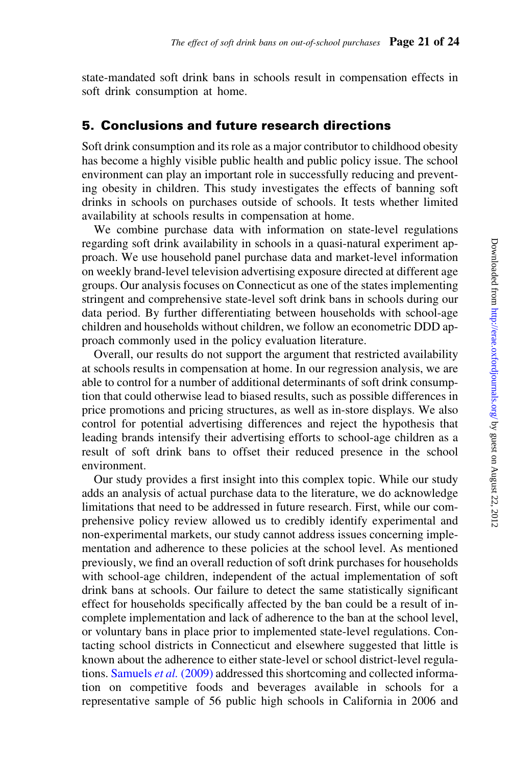state-mandated soft drink bans in schools result in compensation effects in soft drink consumption at home.

## 5. Conclusions and future research directions

Soft drink consumption and its role as a major contributor to childhood obesity has become a highly visible public health and public policy issue. The school environment can play an important role in successfully reducing and preventing obesity in children. This study investigates the effects of banning soft drinks in schools on purchases outside of schools. It tests whether limited availability at schools results in compensation at home.

We combine purchase data with information on state-level regulations regarding soft drink availability in schools in a quasi-natural experiment approach. We use household panel purchase data and market-level information on weekly brand-level television advertising exposure directed at different age groups. Our analysis focuses on Connecticut as one of the states implementing stringent and comprehensive state-level soft drink bans in schools during our data period. By further differentiating between households with school-age children and households without children, we follow an econometric DDD approach commonly used in the policy evaluation literature.

Overall, our results do not support the argument that restricted availability at schools results in compensation at home. In our regression analysis, we are able to control for a number of additional determinants of soft drink consumption that could otherwise lead to biased results, such as possible differences in price promotions and pricing structures, as well as in-store displays. We also control for potential advertising differences and reject the hypothesis that leading brands intensify their advertising efforts to school-age children as a result of soft drink bans to offset their reduced presence in the school environment.

Our study provides a first insight into this complex topic. While our study adds an analysis of actual purchase data to the literature, we do acknowledge limitations that need to be addressed in future research. First, while our comprehensive policy review allowed us to credibly identify experimental and non-experimental markets, our study cannot address issues concerning implementation and adherence to these policies at the school level. As mentioned previously, we find an overall reduction of soft drink purchases for households with school-age children, independent of the actual implementation of soft drink bans at schools. Our failure to detect the same statistically significant effect for households specifically affected by the ban could be a result of incomplete implementation and lack of adherence to the ban at the school level, or voluntary bans in place prior to implemented state-level regulations. Contacting school districts in Connecticut and elsewhere suggested that little is known about the adherence to either state-level or school district-level regulations. Samuels *et al.* (2009) addressed this shortcoming and collected information on competitive foods and beverages available in schools for a representative sample of 56 public high schools in California in 2006 and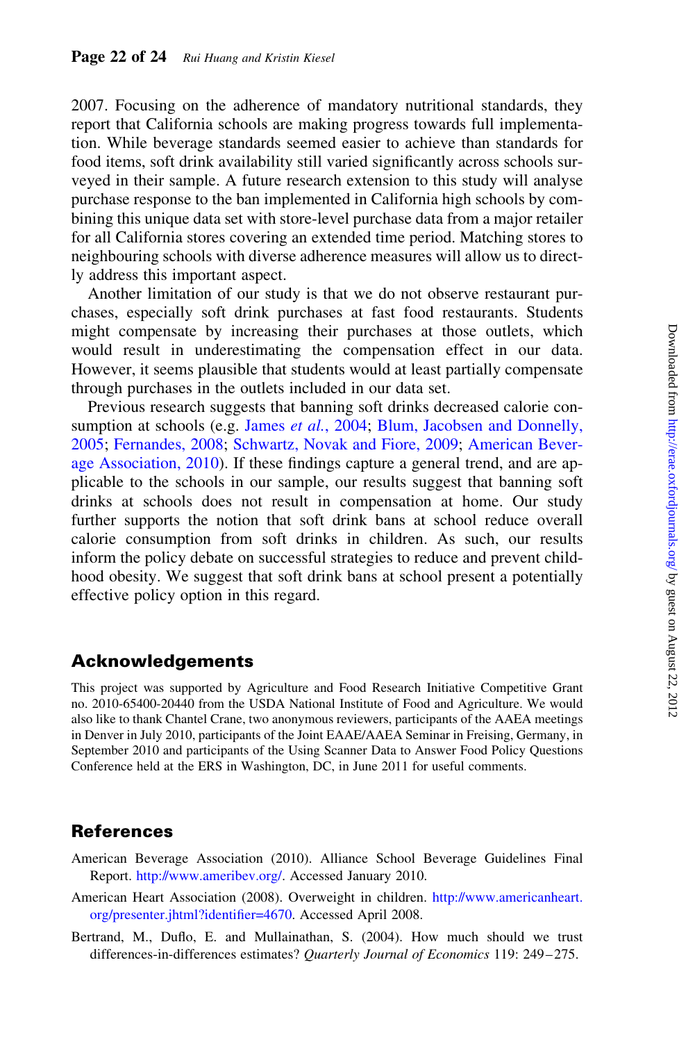2007. Focusing on the adherence of mandatory nutritional standards, they report that California schools are making progress towards full implementation. While beverage standards seemed easier to achieve than standards for food items, soft drink availability still varied significantly across schools surveyed in their sample. A future research extension to this study will analyse purchase response to the ban implemented in California high schools by combining this unique data set with store-level purchase data from a major retailer for all California stores covering an extended time period. Matching stores to neighbouring schools with diverse adherence measures will allow us to directly address this important aspect.

Another limitation of our study is that we do not observe restaurant purchases, especially soft drink purchases at fast food restaurants. Students might compensate by increasing their purchases at those outlets, which would result in underestimating the compensation effect in our data. However, it seems plausible that students would at least partially compensate through purchases in the outlets included in our data set.

Previous research suggests that banning soft drinks decreased calorie consumption at schools (e.g. James *et al.*, 2004; Blum, Jacobsen and Donnelly, 2005; Fernandes, 2008; Schwartz, Novak and Fiore, 2009; American Beverage Association, 2010). If these findings capture a general trend, and are applicable to the schools in our sample, our results suggest that banning soft drinks at schools does not result in compensation at home. Our study further supports the notion that soft drink bans at school reduce overall calorie consumption from soft drinks in children. As such, our results inform the policy debate on successful strategies to reduce and prevent childhood obesity. We suggest that soft drink bans at school present a potentially effective policy option in this regard.

## Acknowledgements

This project was supported by Agriculture and Food Research Initiative Competitive Grant no. 2010-65400-20440 from the USDA National Institute of Food and Agriculture. We would also like to thank Chantel Crane, two anonymous reviewers, participants of the AAEA meetings in Denver in July 2010, participants of the Joint EAAE/AAEA Seminar in Freising, Germany, in September 2010 and participants of the Using Scanner Data to Answer Food Policy Questions Conference held at the ERS in Washington, DC, in June 2011 for useful comments.

## References

American Beverage Association (2010). Alliance School Beverage Guidelines Final Report. http://www.ameribev.org/. Accessed January 2010.

American Heart Association (2008). Overweight in children. http://www.americanheart.org/presenter.jhtml?identifier=4670. Accessed April 2008.

Bertrand, M., Duflo, E. and Mullainathan, S. (2004). How much should we trust differences-in-differences estimates? *Quarterly Journal of Economics* 119: 249–275.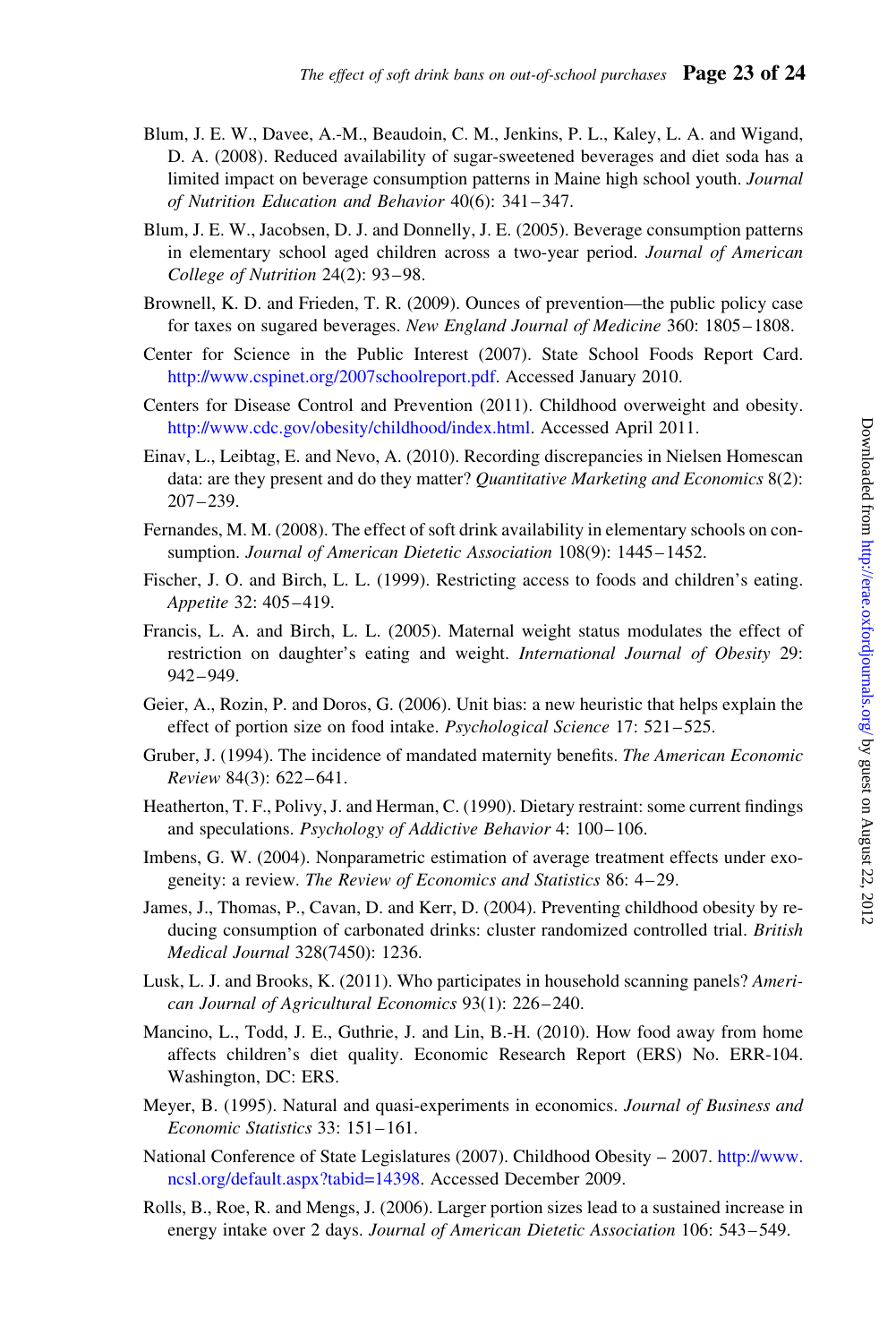Blum, J. E. W., Davee, A.-M., Beaudoin, C. M., Jenkins, P. L., Kaley, L. A. and Wigand, D. A. (2008). Reduced availability of sugar-sweetened beverages and diet soda has a limited impact on beverage consumption patterns in Maine high school youth. *Journal of Nutrition Education and Behavior* 40(6): 341–347.

Blum, J. E. W., Jacobsen, D. J. and Donnelly, J. E. (2005). Beverage consumption patterns in elementary school aged children across a two-year period. *Journal of American College of Nutrition* 24(2): 93–98.

Brownell, K. D. and Frieden, T. R. (2009). Ounces of prevention—the public policy case for taxes on sugared beverages. *New England Journal of Medicine* 360: 1805–1808.

Center for Science in the Public Interest (2007). State School Foods Report Card. http://www.cspinet.org/2007schoolreport.pdf. Accessed January 2010.

Centers for Disease Control and Prevention (2011). Childhood overweight and obesity. http://www.cdc.gov/obesity/childhood/index.html. Accessed April 2011.

Einav, L., Leibtag, E. and Nevo, A. (2010). Recording discrepancies in Nielsen Homescan data: are they present and do they matter? *Quantitative Marketing and Economics* 8(2): 207–239.

Fernandes, M. M. (2008). The effect of soft drink availability in elementary schools on consumption. *Journal of American Dietetic Association* 108(9): 1445–1452.

Fischer, J. O. and Birch, L. L. (1999). Restricting access to foods and children's eating. *Appetite* 32: 405–419.

Francis, L. A. and Birch, L. L. (2005). Maternal weight status modulates the effect of restriction on daughter's eating and weight. *International Journal of Obesity* 29: 942–949.

Geier, A., Rozin, P. and Doros, G. (2006). Unit bias: a new heuristic that helps explain the effect of portion size on food intake. *Psychological Science* 17: 521–525.

Gruber, J. (1994). The incidence of mandated maternity benefits. *The American Economic Review* 84(3): 622–641.

Heatherton, T. F., Polivy, J. and Herman, C. (1990). Dietary restraint: some current findings and speculations. *Psychology of Addictive Behavior* 4: 100–106.

Imbens, G. W. (2004). Nonparametric estimation of average treatment effects under exogeneity: a review. *The Review of Economics and Statistics* 86: 4–29.

James, J., Thomas, P., Cavan, D. and Kerr, D. (2004). Preventing childhood obesity by reducing consumption of carbonated drinks: cluster randomized controlled trial. *British Medical Journal* 328(7450): 1236.

Lusk, L. J. and Brooks, K. (2011). Who participates in household scanning panels? *American Journal of Agricultural Economics* 93(1): 226–240.

Mancino, L., Todd, J. E., Guthrie, J. and Lin, B.-H. (2010). How food away from home affects children's diet quality. Economic Research Report (ERS) No. ERR-104. Washington, DC: ERS.

Meyer, B. (1995). Natural and quasi-experiments in economics. *Journal of Business and Economic Statistics* 33: 151–161.

National Conference of State Legislatures (2007). Childhood Obesity – 2007. http://www.ncsl.org/default.aspx?tabid=14398. Accessed December 2009.

Rolls, B., Roe, R. and Mengs, J. (2006). Larger portion sizes lead to a sustained increase in energy intake over 2 days. *Journal of American Dietetic Association* 106: 543–549.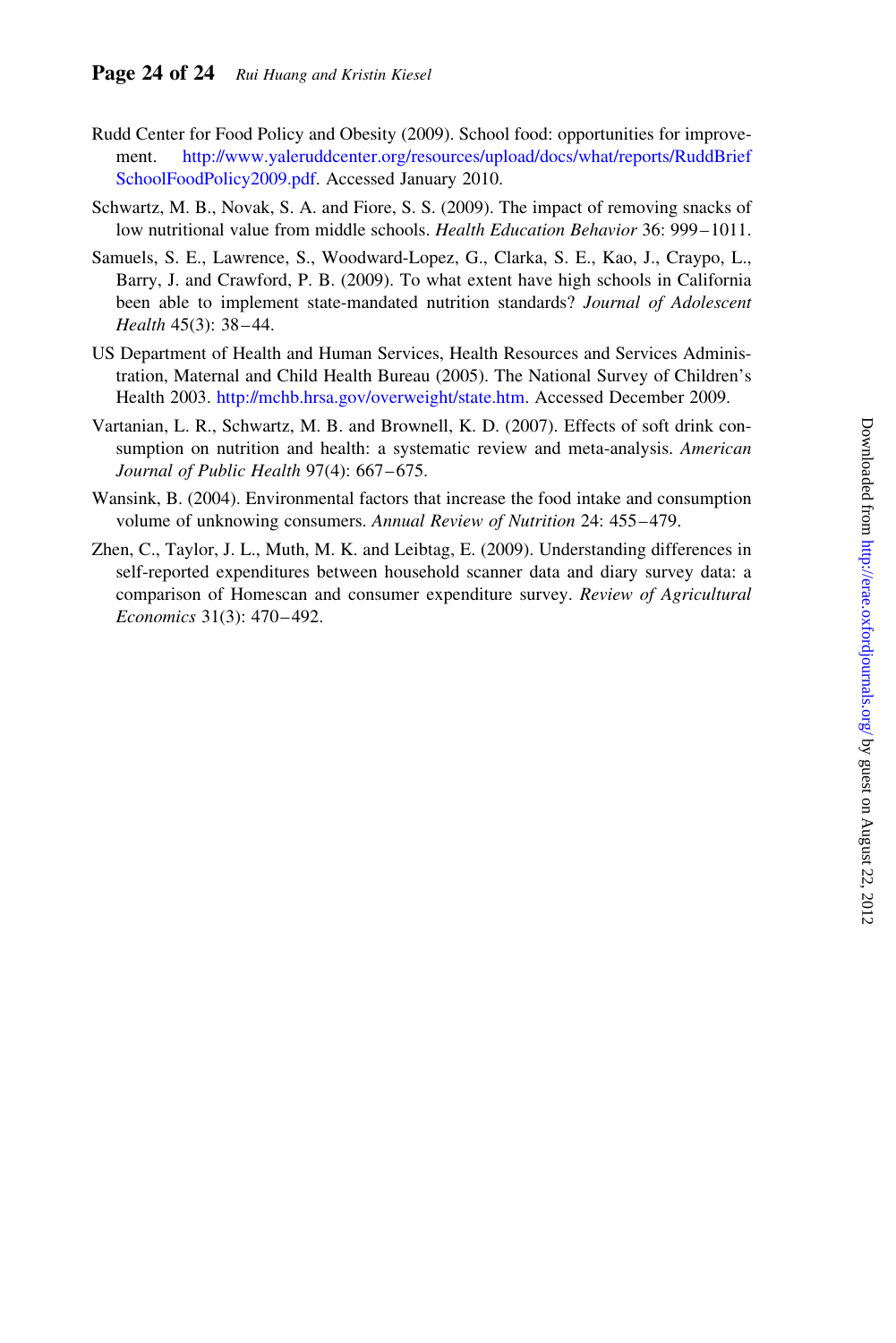Rudd Center for Food Policy and Obesity (2009). School food: opportunities for improvement. http://www.yaleruddcenter.org/resources/upload/docs/what/reports/RuddBriefSchoolFoodPolicy2009.pdf. Accessed January 2010.

Schwartz, M. B., Novak, S. A. and Fiore, S. S. (2009). The impact of removing snacks of low nutritional value from middle schools. *Health Education Behavior* 36: 999–1011.

Samuels, S. E., Lawrence, S., Woodward-Lopez, G., Clarka, S. E., Kao, J., Craypo, L., Barry, J. and Crawford, P. B. (2009). To what extent have high schools in California been able to implement state-mandated nutrition standards? *Journal of Adolescent Health* 45(3): 38–44.

US Department of Health and Human Services, Health Resources and Services Administration, Maternal and Child Health Bureau (2005). The National Survey of Children's Health 2003. http://mchb.hrsa.gov/overweight/state.htm. Accessed December 2009.

Vartanian, L. R., Schwartz, M. B. and Brownell, K. D. (2007). Effects of soft drink consumption on nutrition and health: a systematic review and meta-analysis. *American Journal of Public Health* 97(4): 667–675.

Wansink, B. (2004). Environmental factors that increase the food intake and consumption volume of unknowing consumers. *Annual Review of Nutrition* 24: 455–479.

Zhen, C., Taylor, J. L., Muth, M. K. and Leibtag, E. (2009). Understanding differences in self-reported expenditures between household scanner data and diary survey data: a comparison of Homescan and consumer expenditure survey. *Review of Agricultural Economics* 31(3): 470–492.